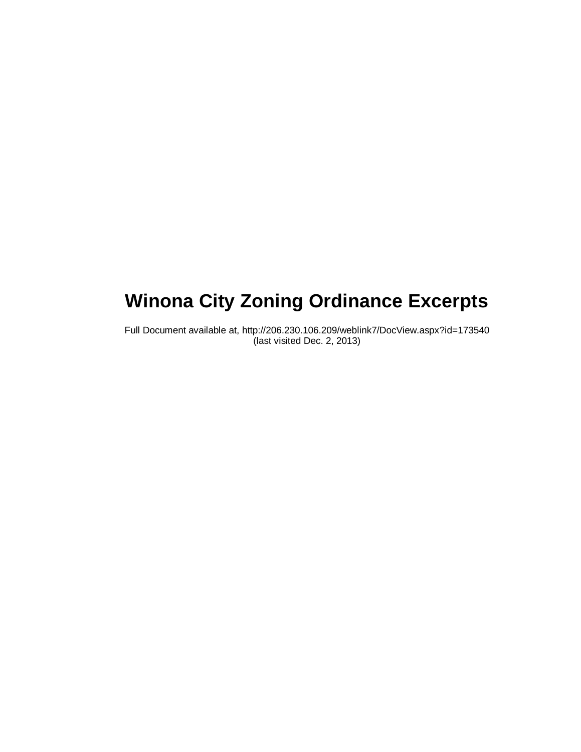# Winona City Zoning Ordinance Excerpts

Full Document available at, http://206.230.106.209/weblink7/DocView.aspx?id=173540 (last visited Dec. 2, 2013)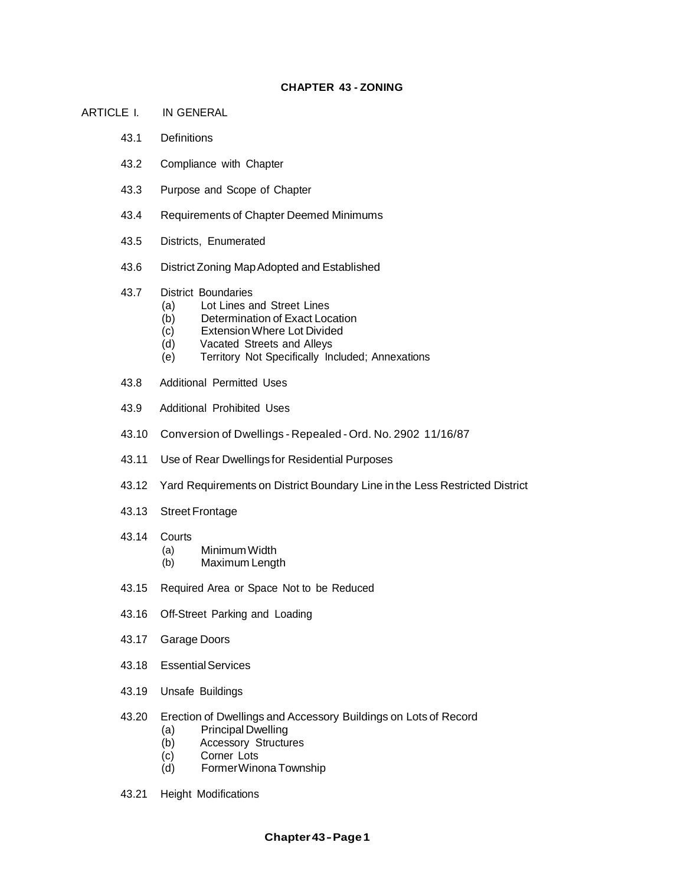# CHAPTER 43 - ZONING

ARTICLE I. IN GENERAL

43.1 Definitions

43.2 Compliance with Chapter

43.3 Purpose and Scope of Chapter

43.4 Requirements of Chapter Deemed Minimums

43.5 Districts, Enumerated

43.6 District Zoning Map Adopted and Established

43.7 District Boundaries
- (a) Lot Lines and Street Lines
- (b) Determination of Exact Location
- (c) Extension Where Lot Divided
- (d) Vacated Streets and Alleys
- (e) Territory Not Specifically Included; Annexations

43.8 Additional Permitted Uses

43.9 Additional Prohibited Uses

43.10 Conversion of Dwellings - Repealed - Ord. No. 2902 11/16/87

43.11 Use of Rear Dwellings for Residential Purposes

43.12 Yard Requirements on District Boundary Line in the Less Restricted District

43.13 Street Frontage

43.14 Courts
- (a) Minimum Width
- (b) Maximum Length

43.15 Required Area or Space Not to be Reduced

43.16 Off-Street Parking and Loading

43.17 Garage Doors

43.18 Essential Services

43.19 Unsafe Buildings

43.20 Erection of Dwellings and Accessory Buildings on Lots of Record
- (a) Principal Dwelling
- (b) Accessory Structures
- (c) Corner Lots
- (d) Former Winona Township

43.21 Height Modifications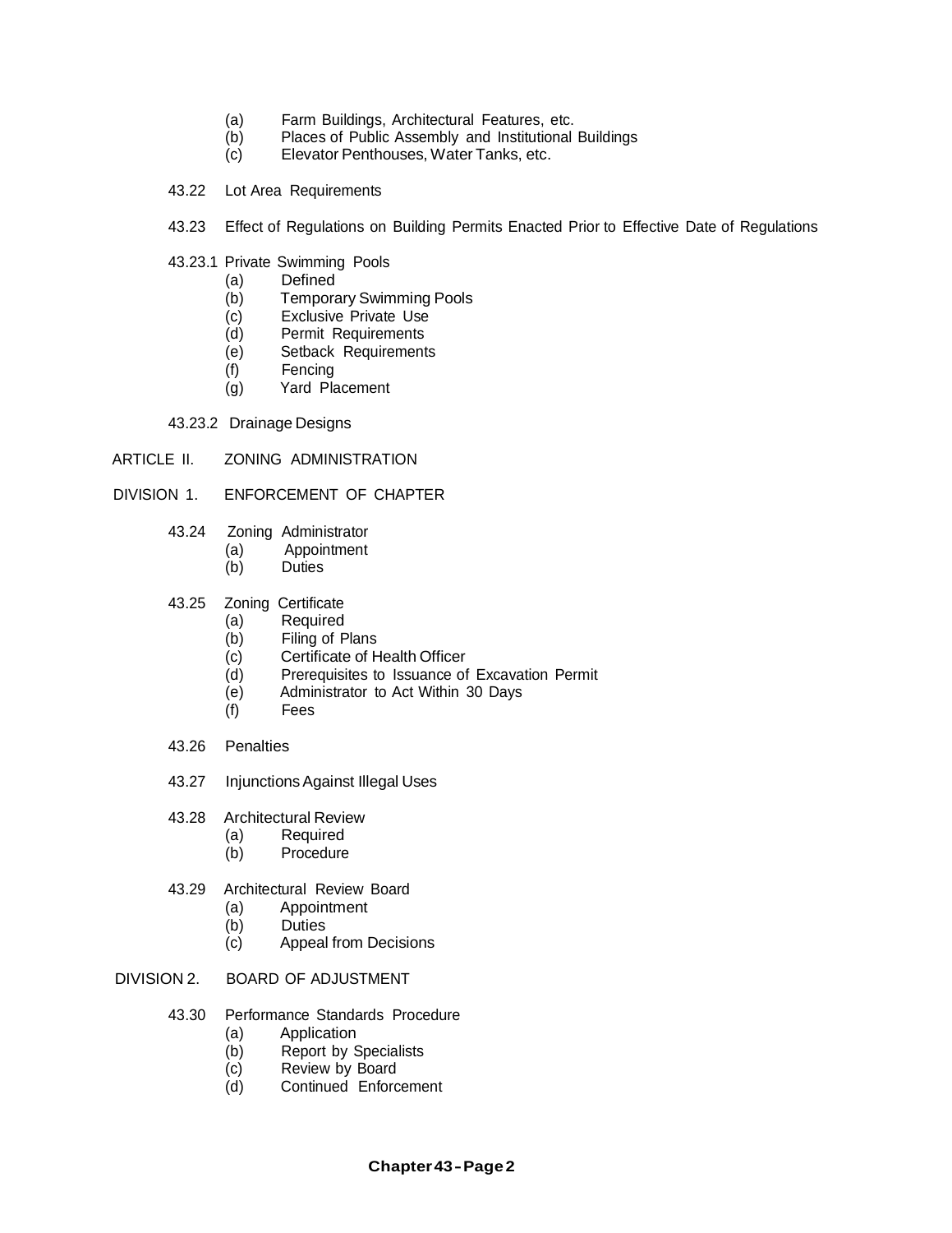- (a) Farm Buildings, Architectural Features, etc.
- (b) Places of Public Assembly and Institutional Buildings
- (c) Elevator Penthouses, Water Tanks, etc.

43.22 Lot Area Requirements

43.23 Effect of Regulations on Building Permits Enacted Prior to Effective Date of Regulations

43.23.1 Private Swimming Pools
- (a) Defined
- (b) Temporary Swimming Pools
- (c) Exclusive Private Use
- (d) Permit Requirements
- (e) Setback Requirements
- (f) Fencing
- (g) Yard Placement

43.23.2 Drainage Designs

ARTICLE II. ZONING ADMINISTRATION

DIVISION 1. ENFORCEMENT OF CHAPTER

43.24 Zoning Administrator
- (a) Appointment
- (b) Duties

43.25 Zoning Certificate
- (a) Required
- (b) Filing of Plans
- (c) Certificate of Health Officer
- (d) Prerequisites to Issuance of Excavation Permit
- (e) Administrator to Act Within 30 Days
- (f) Fees

43.26 Penalties

43.27 Injunctions Against Illegal Uses

43.28 Architectural Review
- (a) Required
- (b) Procedure

43.29 Architectural Review Board
- (a) Appointment
- (b) Duties
- (c) Appeal from Decisions

DIVISION 2. BOARD OF ADJUSTMENT

43.30 Performance Standards Procedure
- (a) Application
- (b) Report by Specialists
- (c) Review by Board
- (d) Continued Enforcement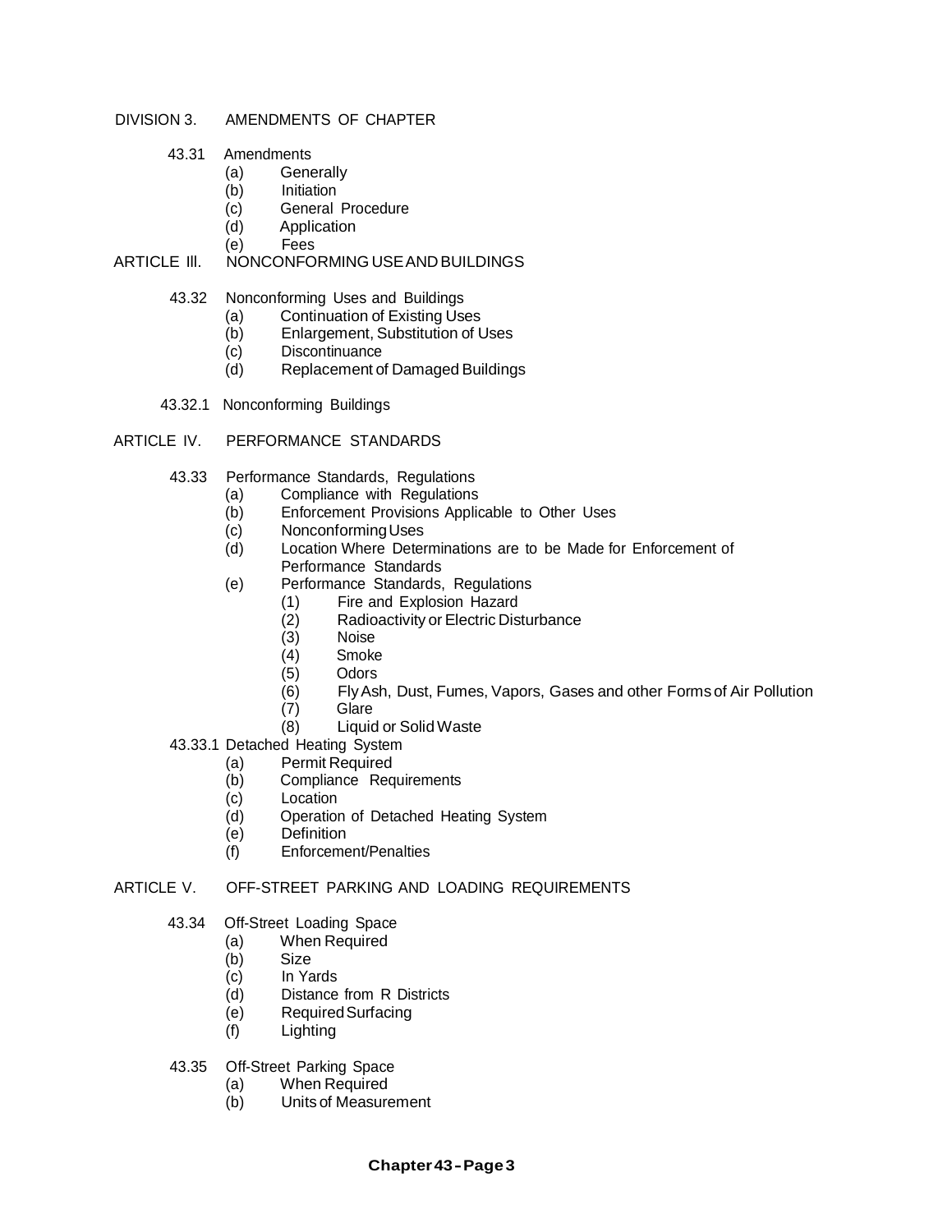DIVISION 3. AMENDMENTS OF CHAPTER

- 43.31 Amendments
  - (a) Generally
  - (b) Initiation
  - (c) General Procedure
  - (d) Application
  - (e) Fees

ARTICLE III. NONCONFORMING USE AND BUILDINGS

- 43.32 Nonconforming Uses and Buildings
  - (a) Continuation of Existing Uses
  - (b) Enlargement, Substitution of Uses
  - (c) Discontinuance
  - (d) Replacement of Damaged Buildings
- 43.32.1 Nonconforming Buildings

ARTICLE IV. PERFORMANCE STANDARDS

- 43.33 Performance Standards, Regulations
  - (a) Compliance with Regulations
  - (b) Enforcement Provisions Applicable to Other Uses
  - (c) Nonconforming Uses
  - (d) Location Where Determinations are to be Made for Enforcement of Performance Standards
  - (e) Performance Standards, Regulations
    - (1) Fire and Explosion Hazard
    - (2) Radioactivity or Electric Disturbance
    - (3) Noise
    - (4) Smoke
    - (5) Odors
    - (6) Fly Ash, Dust, Fumes, Vapors, Gases and other Forms of Air Pollution
    - (7) Glare
    - (8) Liquid or Solid Waste
- 43.33.1 Detached Heating System
  - (a) Permit Required
  - (b) Compliance Requirements
  - (c) Location
  - (d) Operation of Detached Heating System
  - (e) Definition
  - (f) Enforcement/Penalties

ARTICLE V. OFF-STREET PARKING AND LOADING REQUIREMENTS

- 43.34 Off-Street Loading Space
  - (a) When Required
  - (b) Size
  - (c) In Yards
  - (d) Distance from R Districts
  - (e) Required Surfacing
  - (f) Lighting
- 43.35 Off-Street Parking Space
  - (a) When Required
  - (b) Units of Measurement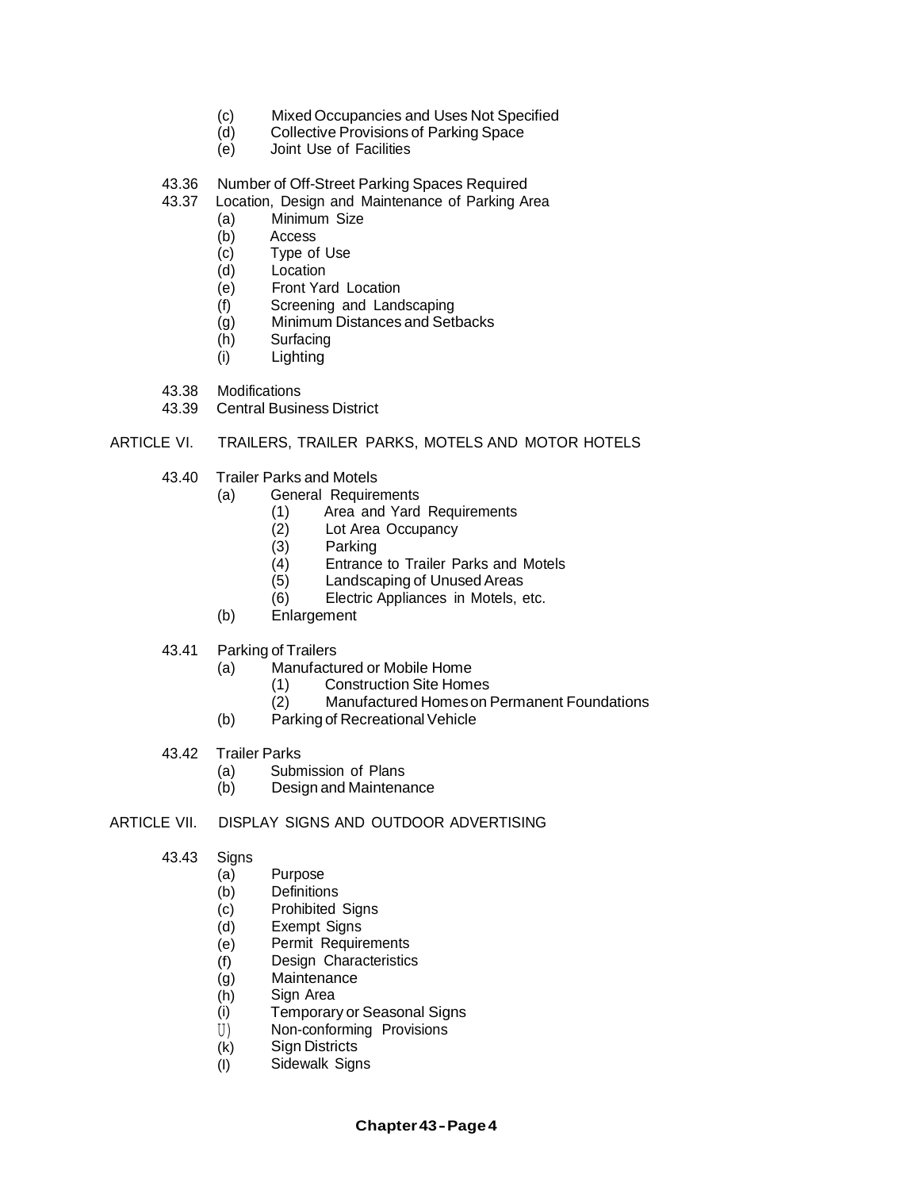- (c) Mixed Occupancies and Uses Not Specified
- (d) Collective Provisions of Parking Space
- (e) Joint Use of Facilities

43.36 Number of Off-Street Parking Spaces Required

43.37 Location, Design and Maintenance of Parking Area

- (a) Minimum Size
- (b) Access
- (c) Type of Use
- (d) Location
- (e) Front Yard Location
- (f) Screening and Landscaping
- (g) Minimum Distances and Setbacks
- (h) Surfacing
- (i) Lighting

43.38 Modifications

43.39 Central Business District

## ARTICLE VI. TRAILERS, TRAILER PARKS, MOTELS AND MOTOR HOTELS

43.40 Trailer Parks and Motels

- (a) General Requirements
  - (1) Area and Yard Requirements
  - (2) Lot Area Occupancy
  - (3) Parking
  - (4) Entrance to Trailer Parks and Motels
  - (5) Landscaping of Unused Areas
  - (6) Electric Appliances in Motels, etc.
- (b) Enlargement

43.41 Parking of Trailers

- (a) Manufactured or Mobile Home
  - (1) Construction Site Homes
  - (2) Manufactured Homes on Permanent Foundations
- (b) Parking of Recreational Vehicle

43.42 Trailer Parks

- (a) Submission of Plans
- (b) Design and Maintenance

## ARTICLE VII. DISPLAY SIGNS AND OUTDOOR ADVERTISING

43.43 Signs

- (a) Purpose
- (b) Definitions
- (c) Prohibited Signs
- (d) Exempt Signs
- (e) Permit Requirements
- (f) Design Characteristics
- (g) Maintenance
- (h) Sign Area
- (i) Temporary or Seasonal Signs
- (j) Non-conforming Provisions
- (k) Sign Districts
- (l) Sidewalk Signs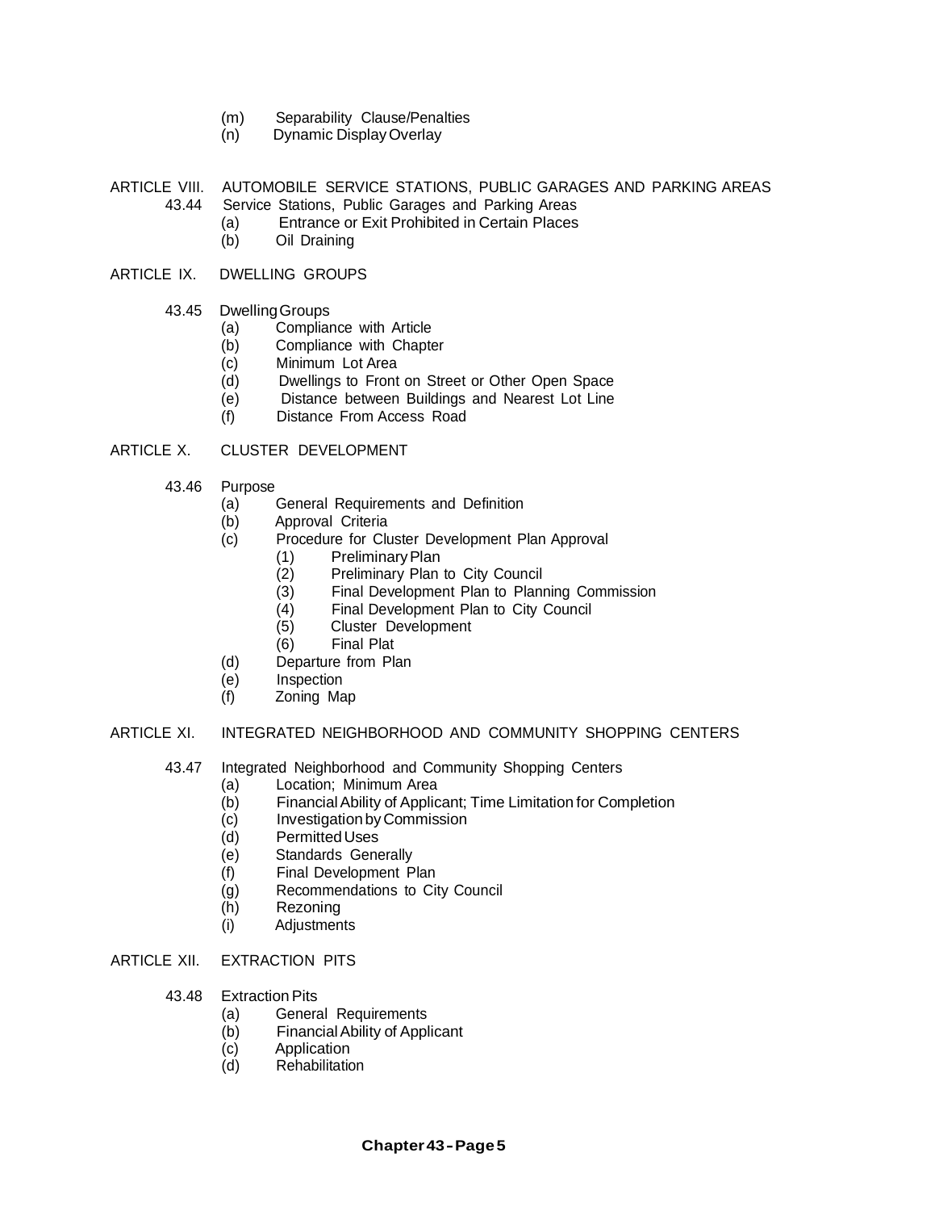(m) Separability Clause/Penalties
(n) Dynamic Display Overlay

ARTICLE VIII. AUTOMOBILE SERVICE STATIONS, PUBLIC GARAGES AND PARKING AREAS

43.44 Service Stations, Public Garages and Parking Areas
- (a) Entrance or Exit Prohibited in Certain Places
- (b) Oil Draining

ARTICLE IX. DWELLING GROUPS

43.45 Dwelling Groups
- (a) Compliance with Article
- (b) Compliance with Chapter
- (c) Minimum Lot Area
- (d) Dwellings to Front on Street or Other Open Space
- (e) Distance between Buildings and Nearest Lot Line
- (f) Distance From Access Road

ARTICLE X. CLUSTER DEVELOPMENT

43.46 Purpose
- (a) General Requirements and Definition
- (b) Approval Criteria
- (c) Procedure for Cluster Development Plan Approval
  - (1) Preliminary Plan
  - (2) Preliminary Plan to City Council
  - (3) Final Development Plan to Planning Commission
  - (4) Final Development Plan to City Council
  - (5) Cluster Development
  - (6) Final Plat
- (d) Departure from Plan
- (e) Inspection
- (f) Zoning Map

ARTICLE XI. INTEGRATED NEIGHBORHOOD AND COMMUNITY SHOPPING CENTERS

43.47 Integrated Neighborhood and Community Shopping Centers
- (a) Location; Minimum Area
- (b) Financial Ability of Applicant; Time Limitation for Completion
- (c) Investigation by Commission
- (d) Permitted Uses
- (e) Standards Generally
- (f) Final Development Plan
- (g) Recommendations to City Council
- (h) Rezoning
- (i) Adjustments

ARTICLE XII. EXTRACTION PITS

43.48 Extraction Pits
- (a) General Requirements
- (b) Financial Ability of Applicant
- (c) Application
- (d) Rehabilitation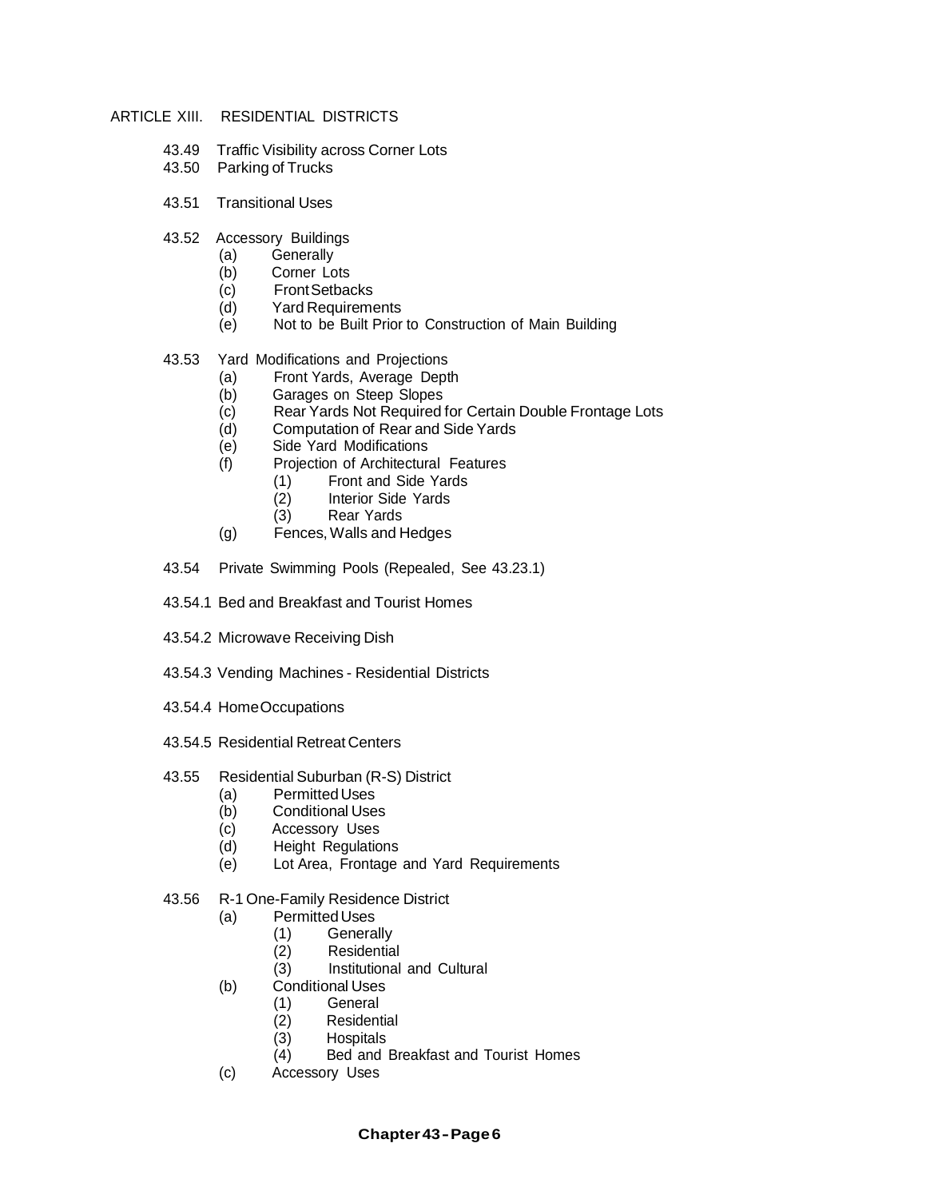ARTICLE XIII. RESIDENTIAL DISTRICTS

- 43.49 Traffic Visibility across Corner Lots
- 43.50 Parking of Trucks
- 43.51 Transitional Uses
- 43.52 Accessory Buildings
  - (a) Generally
  - (b) Corner Lots
  - (c) Front Setbacks
  - (d) Yard Requirements
  - (e) Not to be Built Prior to Construction of Main Building
- 43.53 Yard Modifications and Projections
  - (a) Front Yards, Average Depth
  - (b) Garages on Steep Slopes
  - (c) Rear Yards Not Required for Certain Double Frontage Lots
  - (d) Computation of Rear and Side Yards
  - (e) Side Yard Modifications
  - (f) Projection of Architectural Features
    - (1) Front and Side Yards
    - (2) Interior Side Yards
    - (3) Rear Yards
  - (g) Fences, Walls and Hedges
- 43.54 Private Swimming Pools (Repealed, See 43.23.1)
- 43.54.1 Bed and Breakfast and Tourist Homes
- 43.54.2 Microwave Receiving Dish
- 43.54.3 Vending Machines - Residential Districts
- 43.54.4 Home Occupations
- 43.54.5 Residential Retreat Centers
- 43.55 Residential Suburban (R-S) District
  - (a) Permitted Uses
  - (b) Conditional Uses
  - (c) Accessory Uses
  - (d) Height Regulations
  - (e) Lot Area, Frontage and Yard Requirements
- 43.56 R-1 One-Family Residence District
  - (a) Permitted Uses
    - (1) Generally
    - (2) Residential
    - (3) Institutional and Cultural
  - (b) Conditional Uses
    - (1) General
    - (2) Residential
    - (3) Hospitals
    - (4) Bed and Breakfast and Tourist Homes
  - (c) Accessory Uses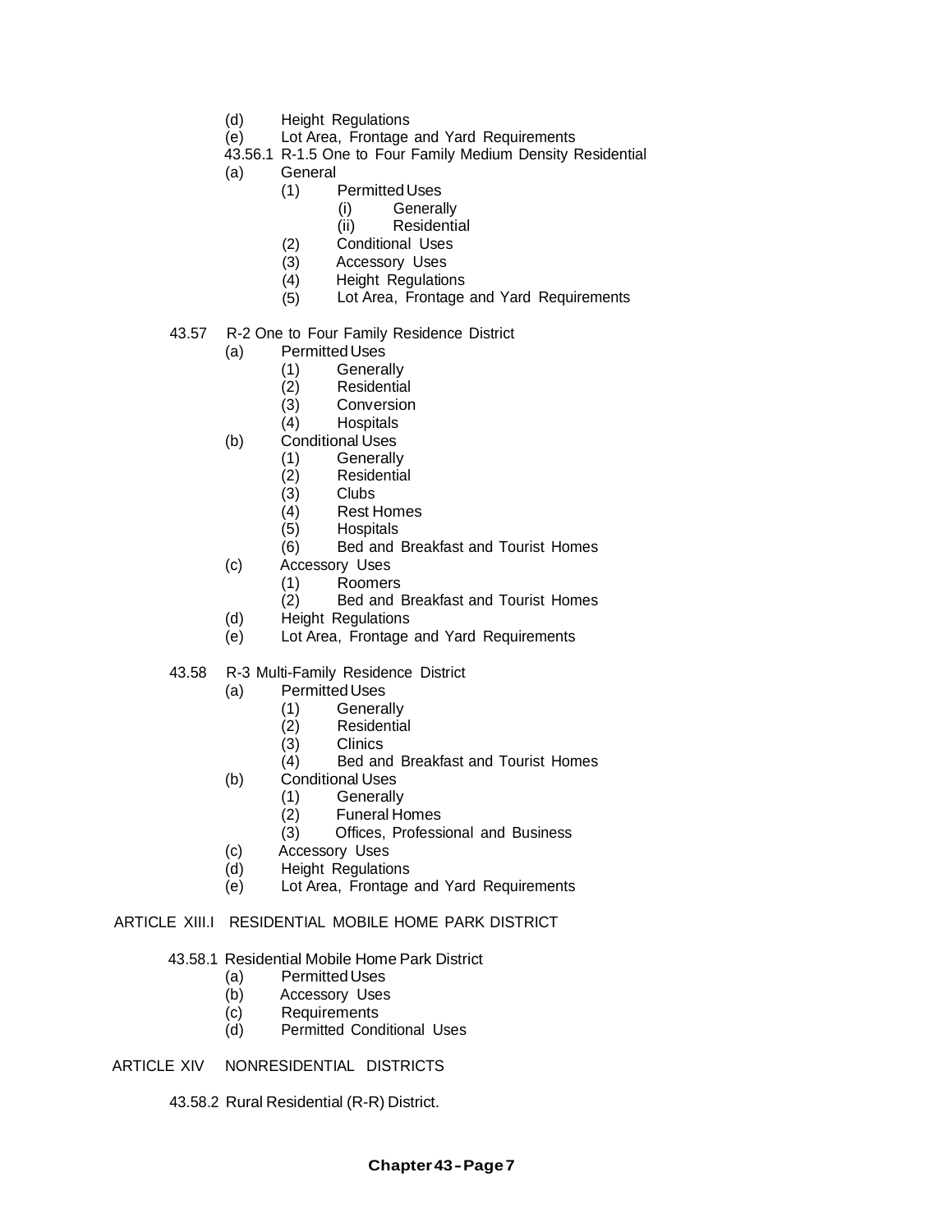- (d) Height Regulations
- (e) Lot Area, Frontage and Yard Requirements

43.56.1 R-1.5 One to Four Family Medium Density Residential

- (a) General
  - (1) Permitted Uses
    - (i) Generally
    - (ii) Residential
  - (2) Conditional Uses
  - (3) Accessory Uses
  - (4) Height Regulations
  - (5) Lot Area, Frontage and Yard Requirements

43.57 R-2 One to Four Family Residence District

- (a) Permitted Uses
  - (1) Generally
  - (2) Residential
  - (3) Conversion
  - (4) Hospitals
- (b) Conditional Uses
  - (1) Generally
  - (2) Residential
  - (3) Clubs
  - (4) Rest Homes
  - (5) Hospitals
  - (6) Bed and Breakfast and Tourist Homes
- (c) Accessory Uses
  - (1) Roomers
  - (2) Bed and Breakfast and Tourist Homes
- (d) Height Regulations
- (e) Lot Area, Frontage and Yard Requirements

43.58 R-3 Multi-Family Residence District

- (a) Permitted Uses
  - (1) Generally
  - (2) Residential
  - (3) Clinics
  - (4) Bed and Breakfast and Tourist Homes
- (b) Conditional Uses
  - (1) Generally
  - (2) Funeral Homes
  - (3) Offices, Professional and Business
- (c) Accessory Uses
- (d) Height Regulations
- (e) Lot Area, Frontage and Yard Requirements

ARTICLE XIII.I RESIDENTIAL MOBILE HOME PARK DISTRICT

43.58.1 Residential Mobile Home Park District

- (a) Permitted Uses
- (b) Accessory Uses
- (c) Requirements
- (d) Permitted Conditional Uses

ARTICLE XIV NONRESIDENTIAL DISTRICTS

43.58.2 Rural Residential (R-R) District.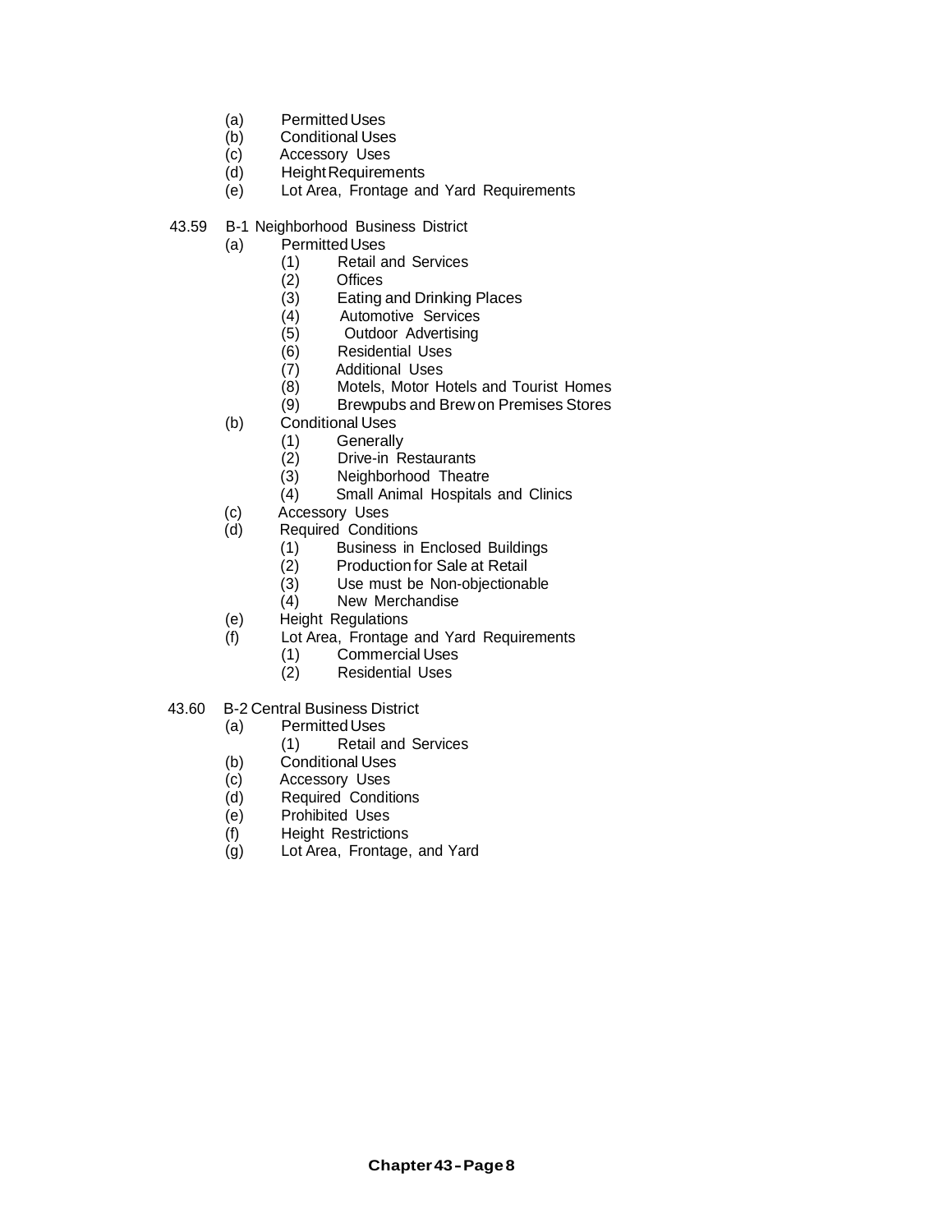- (a) Permitted Uses
- (b) Conditional Uses
- (c) Accessory Uses
- (d) Height Requirements
- (e) Lot Area, Frontage and Yard Requirements

43.59 B-1 Neighborhood Business District

- (a) Permitted Uses
  - (1) Retail and Services
  - (2) Offices
  - (3) Eating and Drinking Places
  - (4) Automotive Services
  - (5) Outdoor Advertising
  - (6) Residential Uses
  - (7) Additional Uses
  - (8) Motels, Motor Hotels and Tourist Homes
  - (9) Brewpubs and Brew on Premises Stores
- (b) Conditional Uses
  - (1) Generally
  - (2) Drive-in Restaurants
  - (3) Neighborhood Theatre
  - (4) Small Animal Hospitals and Clinics
- (c) Accessory Uses
- (d) Required Conditions
  - (1) Business in Enclosed Buildings
  - (2) Production for Sale at Retail
  - (3) Use must be Non-objectionable
  - (4) New Merchandise
- (e) Height Regulations
- (f) Lot Area, Frontage and Yard Requirements
  - (1) Commercial Uses
  - (2) Residential Uses

43.60 B-2 Central Business District

- (a) Permitted Uses
  - (1) Retail and Services
- (b) Conditional Uses
- (c) Accessory Uses
- (d) Required Conditions
- (e) Prohibited Uses
- (f) Height Restrictions
- (g) Lot Area, Frontage, and Yard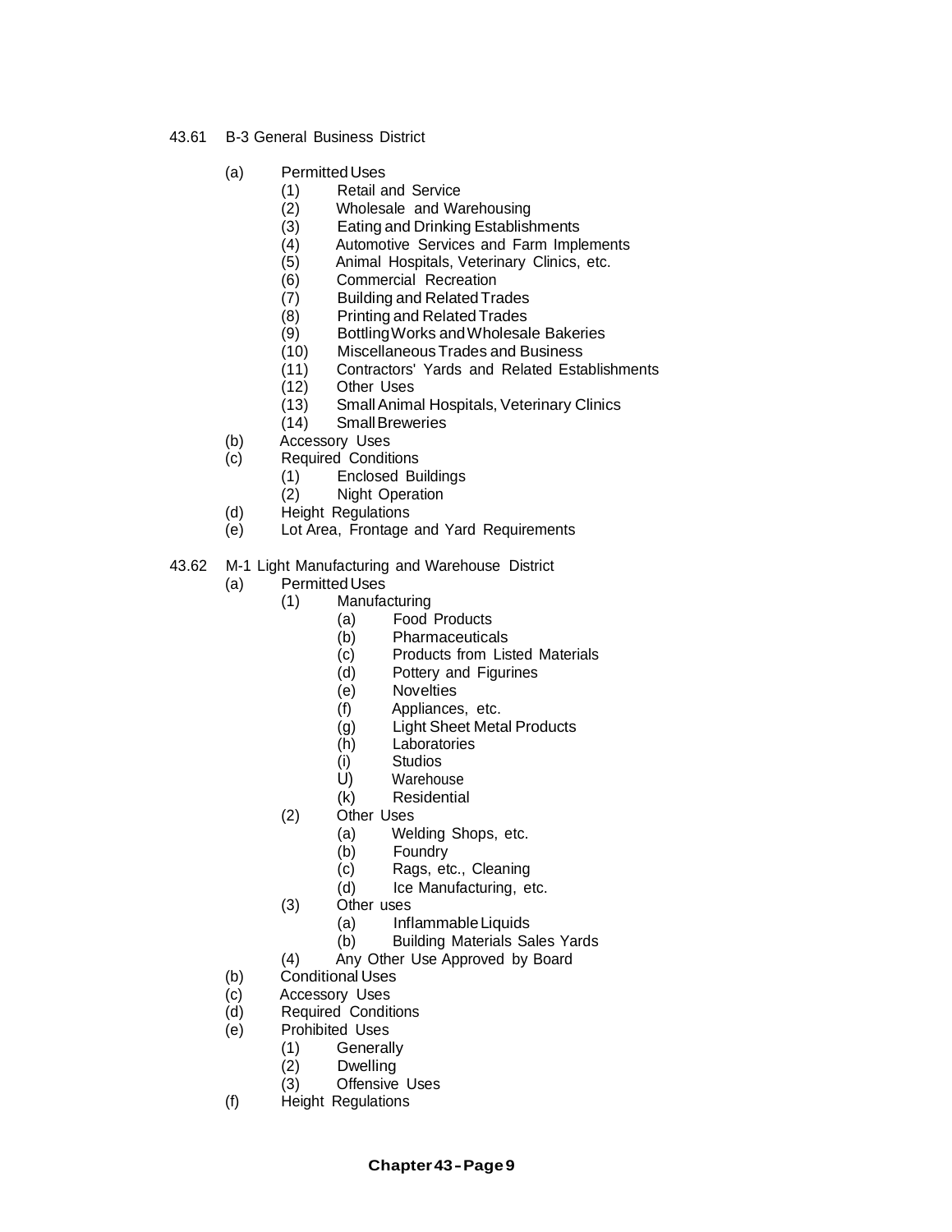43.61 B-3 General Business District

- (a) Permitted Uses
  - (1) Retail and Service
  - (2) Wholesale and Warehousing
  - (3) Eating and Drinking Establishments
  - (4) Automotive Services and Farm Implements
  - (5) Animal Hospitals, Veterinary Clinics, etc.
  - (6) Commercial Recreation
  - (7) Building and Related Trades
  - (8) Printing and Related Trades
  - (9) Bottling Works and Wholesale Bakeries
  - (10) Miscellaneous Trades and Business
  - (11) Contractors' Yards and Related Establishments
  - (12) Other Uses
  - (13) Small Animal Hospitals, Veterinary Clinics
  - (14) Small Breweries
- (b) Accessory Uses
- (c) Required Conditions
  - (1) Enclosed Buildings
  - (2) Night Operation
- (d) Height Regulations
- (e) Lot Area, Frontage and Yard Requirements

43.62 M-1 Light Manufacturing and Warehouse District

- (a) Permitted Uses
  - (1) Manufacturing
    - (a) Food Products
    - (b) Pharmaceuticals
    - (c) Products from Listed Materials
    - (d) Pottery and Figurines
    - (e) Novelties
    - (f) Appliances, etc.
    - (g) Light Sheet Metal Products
    - (h) Laboratories
    - (i) Studios
    - U) Warehouse
    - (k) Residential
  - (2) Other Uses
    - (a) Welding Shops, etc.
    - (b) Foundry
    - (c) Rags, etc., Cleaning
    - (d) Ice Manufacturing, etc.
  - (3) Other uses
    - (a) Inflammable Liquids
    - (b) Building Materials Sales Yards
  - (4) Any Other Use Approved by Board
- (b) Conditional Uses
- (c) Accessory Uses
- (d) Required Conditions
- (e) Prohibited Uses
  - (1) Generally
  - (2) Dwelling
  - (3) Offensive Uses
- (f) Height Regulations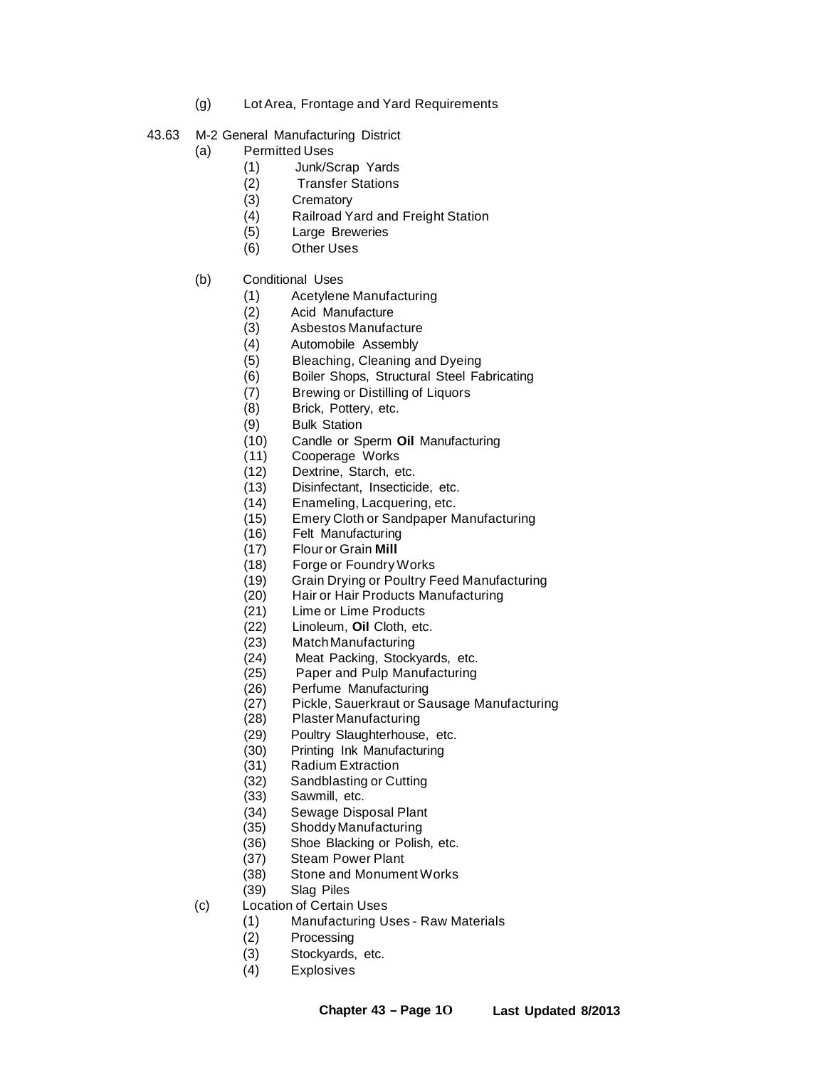(g) Lot Area, Frontage and Yard Requirements

43.63 M-2 General Manufacturing District

(a) Permitted Uses

(1) Junk/Scrap Yards
(2) Transfer Stations
(3) Crematory
(4) Railroad Yard and Freight Station
(5) Large Breweries
(6) Other Uses

(b) Conditional Uses

(1) Acetylene Manufacturing
(2) Acid Manufacture
(3) Asbestos Manufacture
(4) Automobile Assembly
(5) Bleaching, Cleaning and Dyeing
(6) Boiler Shops, Structural Steel Fabricating
(7) Brewing or Distilling of Liquors
(8) Brick, Pottery, etc.
(9) Bulk Station
(10) Candle or Sperm **Oil** Manufacturing
(11) Cooperage Works
(12) Dextrine, Starch, etc.
(13) Disinfectant, Insecticide, etc.
(14) Enameling, Lacquering, etc.
(15) Emery Cloth or Sandpaper Manufacturing
(16) Felt Manufacturing
(17) Flour or Grain **Mill**
(18) Forge or Foundry Works
(19) Grain Drying or Poultry Feed Manufacturing
(20) Hair or Hair Products Manufacturing
(21) Lime or Lime Products
(22) Linoleum, **Oil** Cloth, etc.
(23) Match Manufacturing
(24) Meat Packing, Stockyards, etc.
(25) Paper and Pulp Manufacturing
(26) Perfume Manufacturing
(27) Pickle, Sauerkraut or Sausage Manufacturing
(28) Plaster Manufacturing
(29) Poultry Slaughterhouse, etc.
(30) Printing Ink Manufacturing
(31) Radium Extraction
(32) Sandblasting or Cutting
(33) Sawmill, etc.
(34) Sewage Disposal Plant
(35) Shoddy Manufacturing
(36) Shoe Blacking or Polish, etc.
(37) Steam Power Plant
(38) Stone and Monument Works
(39) Slag Piles

(c) Location of Certain Uses

(1) Manufacturing Uses - Raw Materials
(2) Processing
(3) Stockyards, etc.
(4) Explosives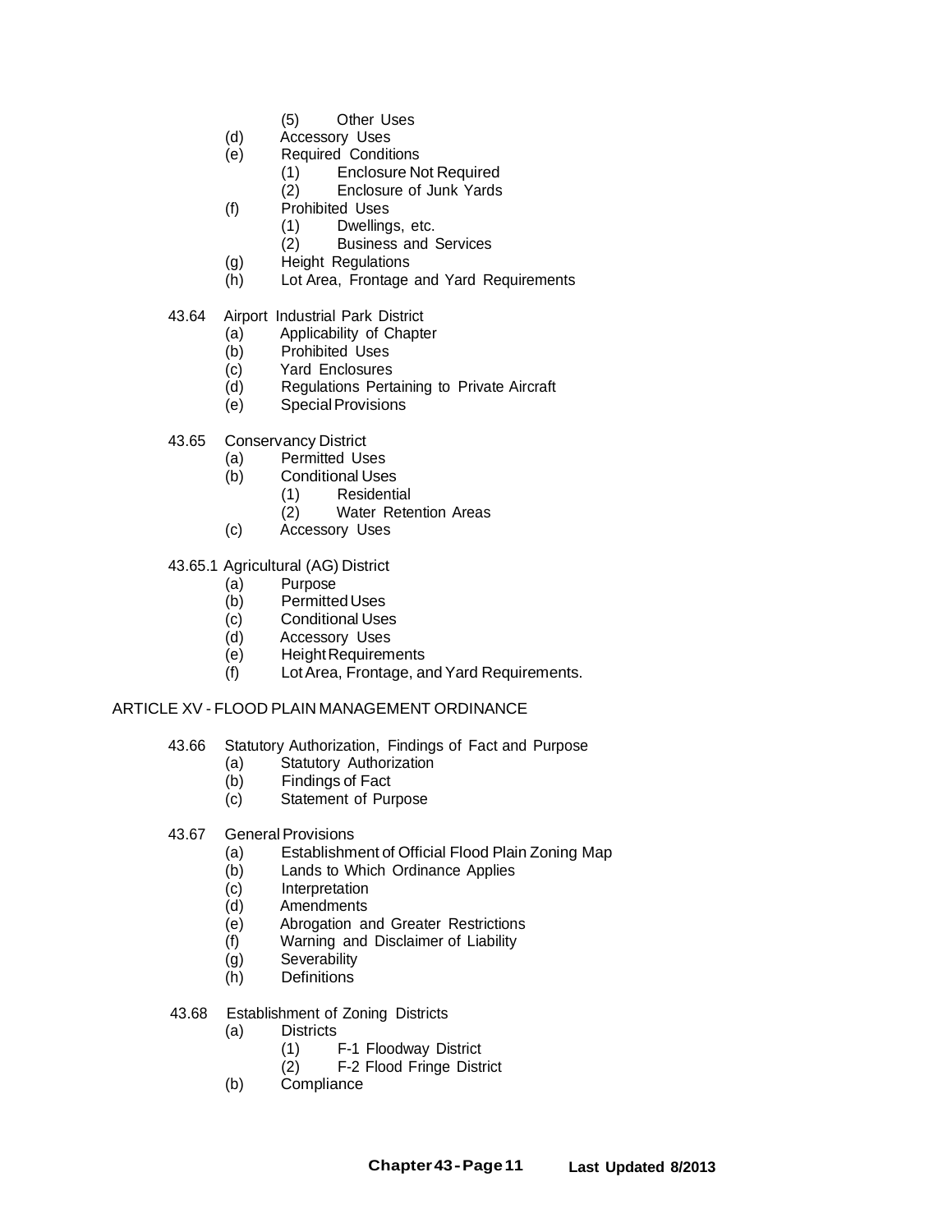- (5) Other Uses
- (d) Accessory Uses
- (e) Required Conditions
  - (1) Enclosure Not Required
  - (2) Enclosure of Junk Yards
- (f) Prohibited Uses
  - (1) Dwellings, etc.
  - (2) Business and Services
- (g) Height Regulations
- (h) Lot Area, Frontage and Yard Requirements

43.64 Airport Industrial Park District
- (a) Applicability of Chapter
- (b) Prohibited Uses
- (c) Yard Enclosures
- (d) Regulations Pertaining to Private Aircraft
- (e) Special Provisions

43.65 Conservancy District
- (a) Permitted Uses
- (b) Conditional Uses
  - (1) Residential
  - (2) Water Retention Areas
- (c) Accessory Uses

43.65.1 Agricultural (AG) District
- (a) Purpose
- (b) Permitted Uses
- (c) Conditional Uses
- (d) Accessory Uses
- (e) Height Requirements
- (f) Lot Area, Frontage, and Yard Requirements.

## ARTICLE XV - FLOOD PLAIN MANAGEMENT ORDINANCE

43.66 Statutory Authorization, Findings of Fact and Purpose
- (a) Statutory Authorization
- (b) Findings of Fact
- (c) Statement of Purpose

43.67 General Provisions
- (a) Establishment of Official Flood Plain Zoning Map
- (b) Lands to Which Ordinance Applies
- (c) Interpretation
- (d) Amendments
- (e) Abrogation and Greater Restrictions
- (f) Warning and Disclaimer of Liability
- (g) Severability
- (h) Definitions

43.68 Establishment of Zoning Districts
- (a) Districts
  - (1) F-1 Floodway District
  - (2) F-2 Flood Fringe District
- (b) Compliance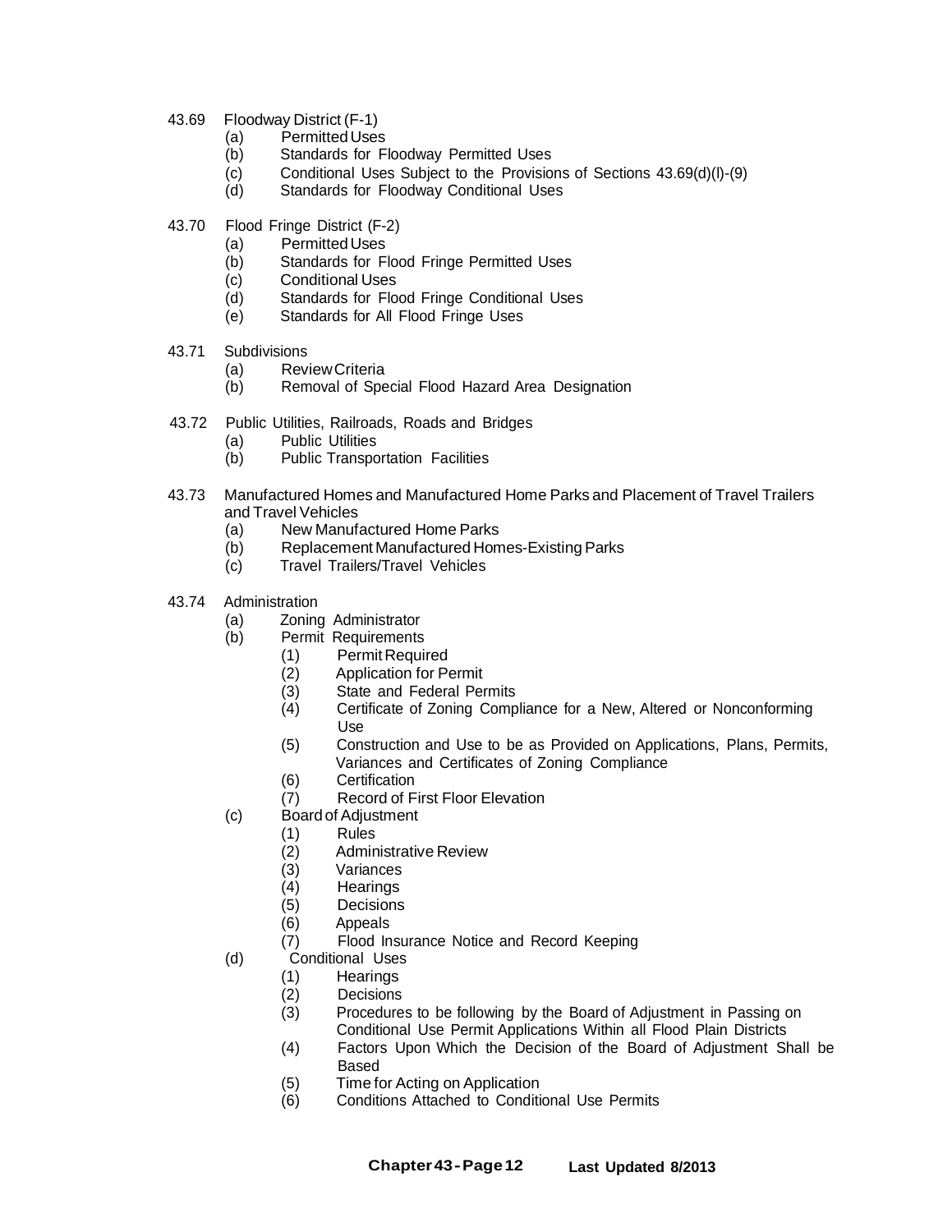- 43.69 Floodway District (F-1)
  - (a) Permitted Uses
  - (b) Standards for Floodway Permitted Uses
  - (c) Conditional Uses Subject to the Provisions of Sections 43.69(d)(l)-(9)
  - (d) Standards for Floodway Conditional Uses

- 43.70 Flood Fringe District (F-2)
  - (a) Permitted Uses
  - (b) Standards for Flood Fringe Permitted Uses
  - (c) Conditional Uses
  - (d) Standards for Flood Fringe Conditional Uses
  - (e) Standards for All Flood Fringe Uses

- 43.71 Subdivisions
  - (a) Review Criteria
  - (b) Removal of Special Flood Hazard Area Designation

- 43.72 Public Utilities, Railroads, Roads and Bridges
  - (a) Public Utilities
  - (b) Public Transportation Facilities

- 43.73 Manufactured Homes and Manufactured Home Parks and Placement of Travel Trailers and Travel Vehicles
  - (a) New Manufactured Home Parks
  - (b) Replacement Manufactured Homes-Existing Parks
  - (c) Travel Trailers/Travel Vehicles

- 43.74 Administration
  - (a) Zoning Administrator
  - (b) Permit Requirements
    - (1) Permit Required
    - (2) Application for Permit
    - (3) State and Federal Permits
    - (4) Certificate of Zoning Compliance for a New, Altered or Nonconforming Use
    - (5) Construction and Use to be as Provided on Applications, Plans, Permits, Variances and Certificates of Zoning Compliance
    - (6) Certification
    - (7) Record of First Floor Elevation
  - (c) Board of Adjustment
    - (1) Rules
    - (2) Administrative Review
    - (3) Variances
    - (4) Hearings
    - (5) Decisions
    - (6) Appeals
    - (7) Flood Insurance Notice and Record Keeping
  - (d) Conditional Uses
    - (1) Hearings
    - (2) Decisions
    - (3) Procedures to be following by the Board of Adjustment in Passing on Conditional Use Permit Applications Within all Flood Plain Districts
    - (4) Factors Upon Which the Decision of the Board of Adjustment Shall be Based
    - (5) Time for Acting on Application
    - (6) Conditions Attached to Conditional Use Permits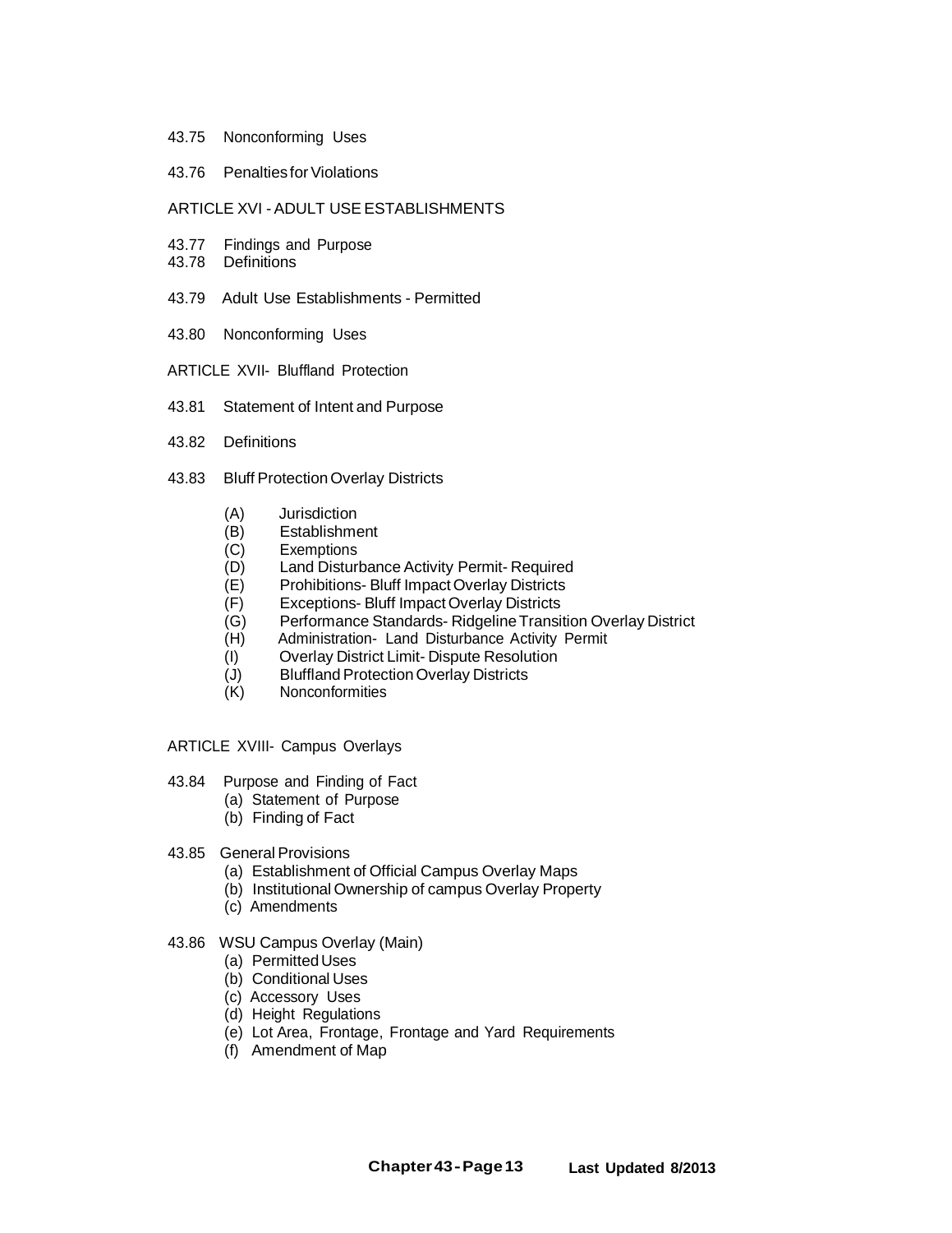43.75 Nonconforming Uses

43.76 Penalties for Violations

ARTICLE XVI - ADULT USE ESTABLISHMENTS

43.77 Findings and Purpose
43.78 Definitions

43.79 Adult Use Establishments - Permitted

43.80 Nonconforming Uses

ARTICLE XVII- Bluffland Protection

43.81 Statement of Intent and Purpose

43.82 Definitions

43.83 Bluff Protection Overlay Districts

- (A) Jurisdiction
- (B) Establishment
- (C) Exemptions
- (D) Land Disturbance Activity Permit- Required
- (E) Prohibitions- Bluff Impact Overlay Districts
- (F) Exceptions- Bluff Impact Overlay Districts
- (G) Performance Standards- Ridgeline Transition Overlay District
- (H) Administration- Land Disturbance Activity Permit
- (I) Overlay District Limit- Dispute Resolution
- (J) Bluffland Protection Overlay Districts
- (K) Nonconformities

ARTICLE XVIII- Campus Overlays

43.84 Purpose and Finding of Fact
- (a) Statement of Purpose
- (b) Finding of Fact

43.85 General Provisions
- (a) Establishment of Official Campus Overlay Maps
- (b) Institutional Ownership of campus Overlay Property
- (c) Amendments

43.86 WSU Campus Overlay (Main)
- (a) Permitted Uses
- (b) Conditional Uses
- (c) Accessory Uses
- (d) Height Regulations
- (e) Lot Area, Frontage, Frontage and Yard Requirements
- (f) Amendment of Map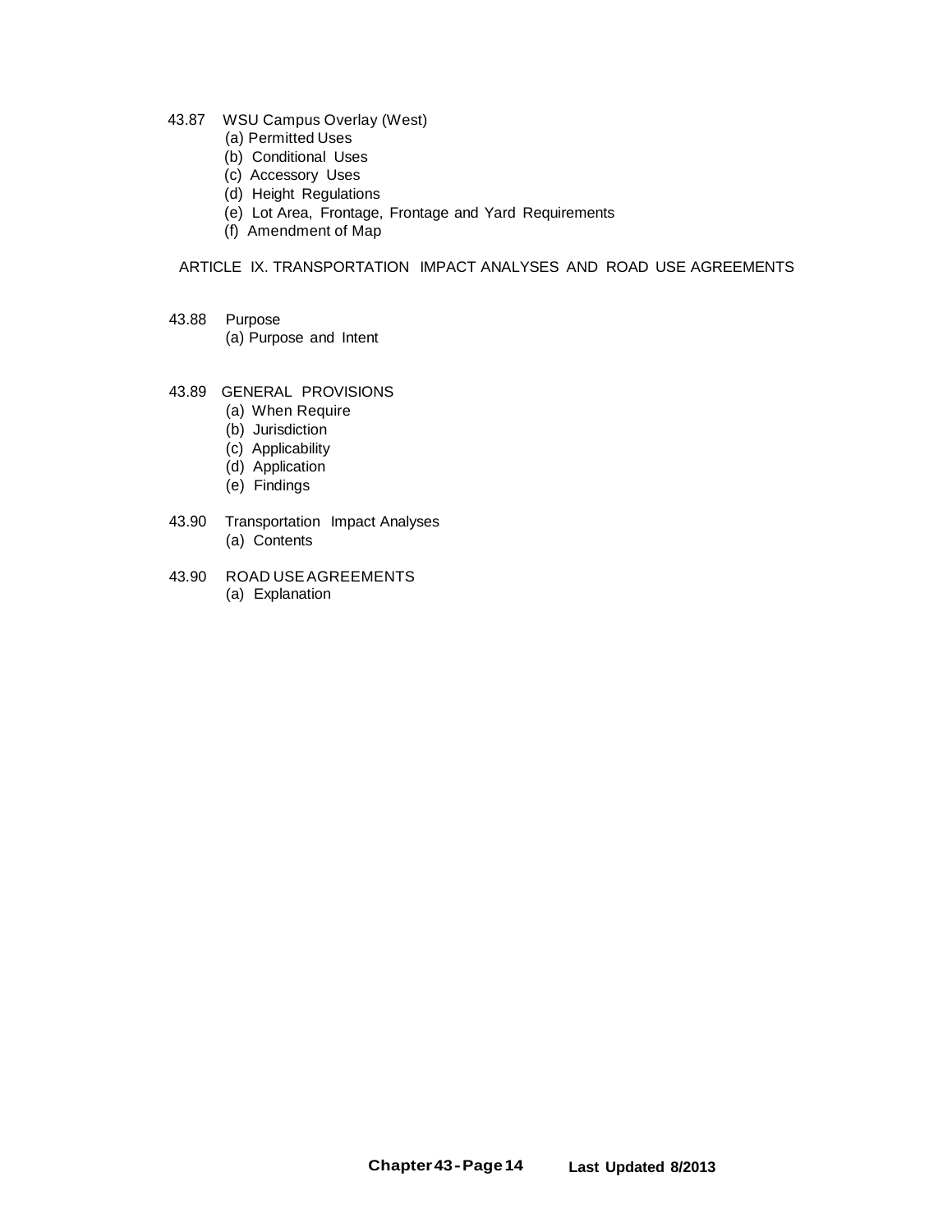43.87 WSU Campus Overlay (West)
- (a) Permitted Uses
- (b) Conditional Uses
- (c) Accessory Uses
- (d) Height Regulations
- (e) Lot Area, Frontage, Frontage and Yard Requirements
- (f) Amendment of Map

ARTICLE IX. TRANSPORTATION IMPACT ANALYSES AND ROAD USE AGREEMENTS

43.88 Purpose
- (a) Purpose and Intent

43.89 GENERAL PROVISIONS
- (a) When Require
- (b) Jurisdiction
- (c) Applicability
- (d) Application
- (e) Findings

43.90 Transportation Impact Analyses
- (a) Contents

43.90 ROAD USE AGREEMENTS
- (a) Explanation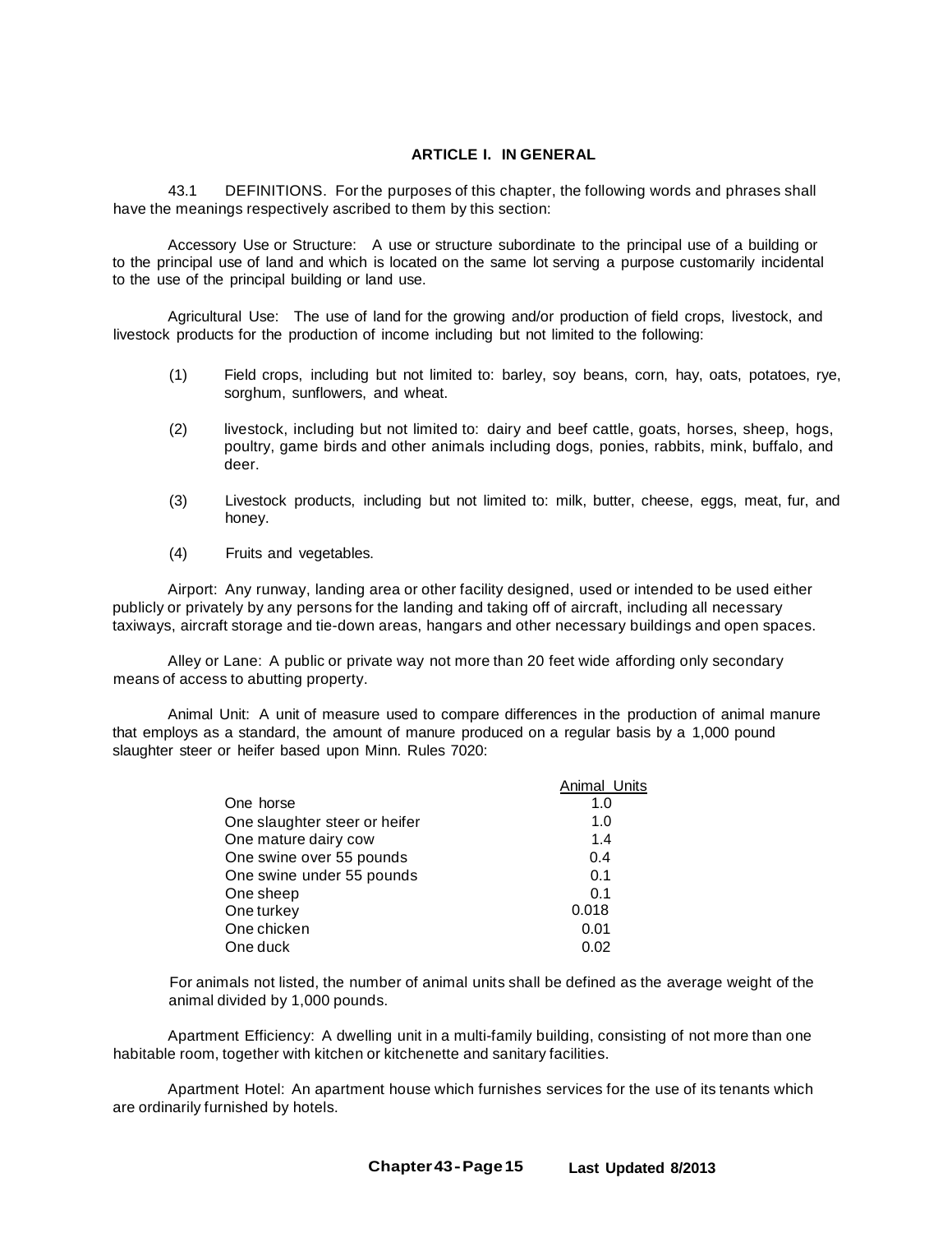### ARTICLE I. IN GENERAL

43.1 DEFINITIONS. For the purposes of this chapter, the following words and phrases shall have the meanings respectively ascribed to them by this section:

Accessory Use or Structure: A use or structure subordinate to the principal use of a building or to the principal use of land and which is located on the same lot serving a purpose customarily incidental to the use of the principal building or land use.

Agricultural Use: The use of land for the growing and/or production of field crops, livestock, and livestock products for the production of income including but not limited to the following:

(1) Field crops, including but not limited to: barley, soy beans, corn, hay, oats, potatoes, rye, sorghum, sunflowers, and wheat.

(2) livestock, including but not limited to: dairy and beef cattle, goats, horses, sheep, hogs, poultry, game birds and other animals including dogs, ponies, rabbits, mink, buffalo, and deer.

(3) Livestock products, including but not limited to: milk, butter, cheese, eggs, meat, fur, and honey.

(4) Fruits and vegetables.

Airport: Any runway, landing area or other facility designed, used or intended to be used either publicly or privately by any persons for the landing and taking off of aircraft, including all necessary taxiways, aircraft storage and tie-down areas, hangars and other necessary buildings and open spaces.

Alley or Lane: A public or private way not more than 20 feet wide affording only secondary means of access to abutting property.

Animal Unit: A unit of measure used to compare differences in the production of animal manure that employs as a standard, the amount of manure produced on a regular basis by a 1,000 pound slaughter steer or heifer based upon Minn. Rules 7020:

| | Animal Units |
|---|---|
| One horse | 1.0 |
| One slaughter steer or heifer | 1.0 |
| One mature dairy cow | 1.4 |
| One swine over 55 pounds | 0.4 |
| One swine under 55 pounds | 0.1 |
| One sheep | 0.1 |
| One turkey | 0.018 |
| One chicken | 0.01 |
| One duck | 0.02 |

For animals not listed, the number of animal units shall be defined as the average weight of the animal divided by 1,000 pounds.

Apartment Efficiency: A dwelling unit in a multi-family building, consisting of not more than one habitable room, together with kitchen or kitchenette and sanitary facilities.

Apartment Hotel: An apartment house which furnishes services for the use of its tenants which are ordinarily furnished by hotels.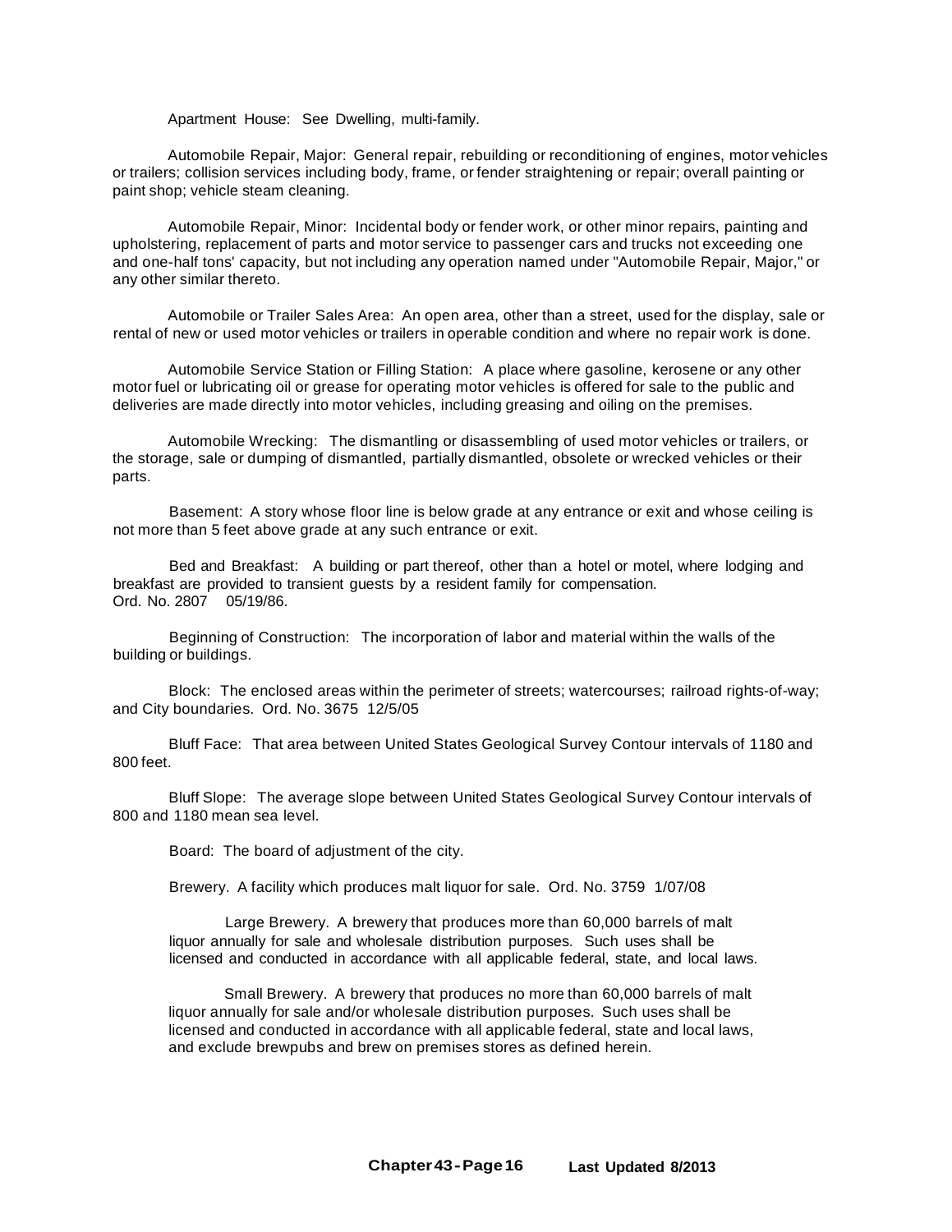Apartment House: See Dwelling, multi-family.

Automobile Repair, Major: General repair, rebuilding or reconditioning of engines, motor vehicles or trailers; collision services including body, frame, or fender straightening or repair; overall painting or paint shop; vehicle steam cleaning.

Automobile Repair, Minor: Incidental body or fender work, or other minor repairs, painting and upholstering, replacement of parts and motor service to passenger cars and trucks not exceeding one and one-half tons' capacity, but not including any operation named under "Automobile Repair, Major," or any other similar thereto.

Automobile or Trailer Sales Area: An open area, other than a street, used for the display, sale or rental of new or used motor vehicles or trailers in operable condition and where no repair work is done.

Automobile Service Station or Filling Station: A place where gasoline, kerosene or any other motor fuel or lubricating oil or grease for operating motor vehicles is offered for sale to the public and deliveries are made directly into motor vehicles, including greasing and oiling on the premises.

Automobile Wrecking: The dismantling or disassembling of used motor vehicles or trailers, or the storage, sale or dumping of dismantled, partially dismantled, obsolete or wrecked vehicles or their parts.

Basement: A story whose floor line is below grade at any entrance or exit and whose ceiling is not more than 5 feet above grade at any such entrance or exit.

Bed and Breakfast: A building or part thereof, other than a hotel or motel, where lodging and breakfast are provided to transient guests by a resident family for compensation.
Ord. No. 2807 05/19/86.

Beginning of Construction: The incorporation of labor and material within the walls of the building or buildings.

Block: The enclosed areas within the perimeter of streets; watercourses; railroad rights-of-way; and City boundaries. Ord. No. 3675 12/5/05

Bluff Face: That area between United States Geological Survey Contour intervals of 1180 and 800 feet.

Bluff Slope: The average slope between United States Geological Survey Contour intervals of 800 and 1180 mean sea level.

Board: The board of adjustment of the city.

Brewery. A facility which produces malt liquor for sale. Ord. No. 3759 1/07/08

Large Brewery. A brewery that produces more than 60,000 barrels of malt liquor annually for sale and wholesale distribution purposes. Such uses shall be licensed and conducted in accordance with all applicable federal, state, and local laws.

Small Brewery. A brewery that produces no more than 60,000 barrels of malt liquor annually for sale and/or wholesale distribution purposes. Such uses shall be licensed and conducted in accordance with all applicable federal, state and local laws, and exclude brewpubs and brew on premises stores as defined herein.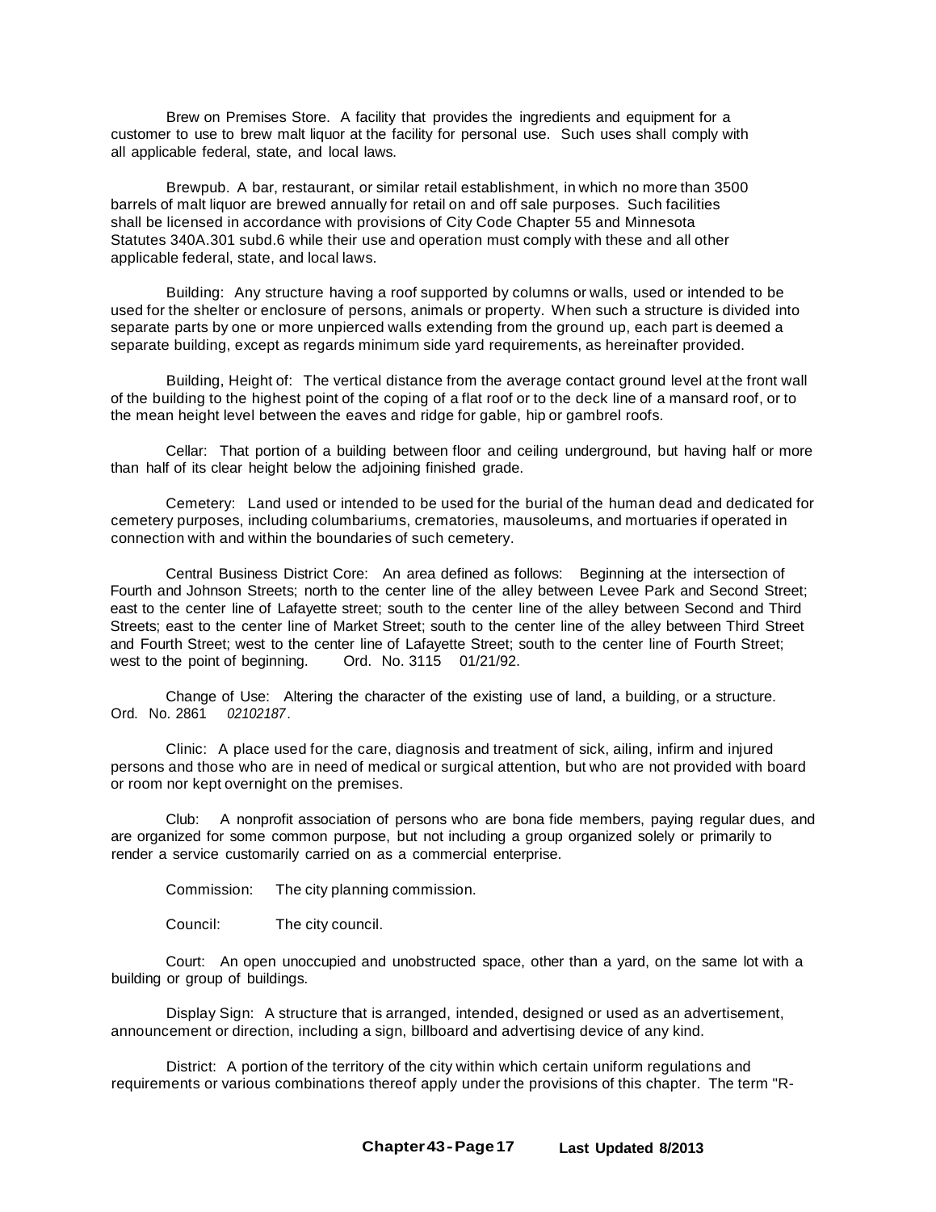Brew on Premises Store. A facility that provides the ingredients and equipment for a customer to use to brew malt liquor at the facility for personal use. Such uses shall comply with all applicable federal, state, and local laws.

Brewpub. A bar, restaurant, or similar retail establishment, in which no more than 3500 barrels of malt liquor are brewed annually for retail on and off sale purposes. Such facilities shall be licensed in accordance with provisions of City Code Chapter 55 and Minnesota Statutes 340A.301 subd.6 while their use and operation must comply with these and all other applicable federal, state, and local laws.

Building: Any structure having a roof supported by columns or walls, used or intended to be used for the shelter or enclosure of persons, animals or property. When such a structure is divided into separate parts by one or more unpierced walls extending from the ground up, each part is deemed a separate building, except as regards minimum side yard requirements, as hereinafter provided.

Building, Height of: The vertical distance from the average contact ground level at the front wall of the building to the highest point of the coping of a flat roof or to the deck line of a mansard roof, or to the mean height level between the eaves and ridge for gable, hip or gambrel roofs.

Cellar: That portion of a building between floor and ceiling underground, but having half or more than half of its clear height below the adjoining finished grade.

Cemetery: Land used or intended to be used for the burial of the human dead and dedicated for cemetery purposes, including columbariums, crematories, mausoleums, and mortuaries if operated in connection with and within the boundaries of such cemetery.

Central Business District Core: An area defined as follows: Beginning at the intersection of Fourth and Johnson Streets; north to the center line of the alley between Levee Park and Second Street; east to the center line of Lafayette street; south to the center line of the alley between Second and Third Streets; east to the center line of Market Street; south to the center line of the alley between Third Street and Fourth Street; west to the center line of Lafayette Street; south to the center line of Fourth Street; west to the point of beginning. Ord. No. 3115 01/21/92.

Change of Use: Altering the character of the existing use of land, a building, or a structure. Ord. No. 2861 *02102187*.

Clinic: A place used for the care, diagnosis and treatment of sick, ailing, infirm and injured persons and those who are in need of medical or surgical attention, but who are not provided with board or room nor kept overnight on the premises.

Club: A nonprofit association of persons who are bona fide members, paying regular dues, and are organized for some common purpose, but not including a group organized solely or primarily to render a service customarily carried on as a commercial enterprise.

Commission: The city planning commission.

Council: The city council.

Court: An open unoccupied and unobstructed space, other than a yard, on the same lot with a building or group of buildings.

Display Sign: A structure that is arranged, intended, designed or used as an advertisement, announcement or direction, including a sign, billboard and advertising device of any kind.

District: A portion of the territory of the city within which certain uniform regulations and requirements or various combinations thereof apply under the provisions of this chapter. The term "R-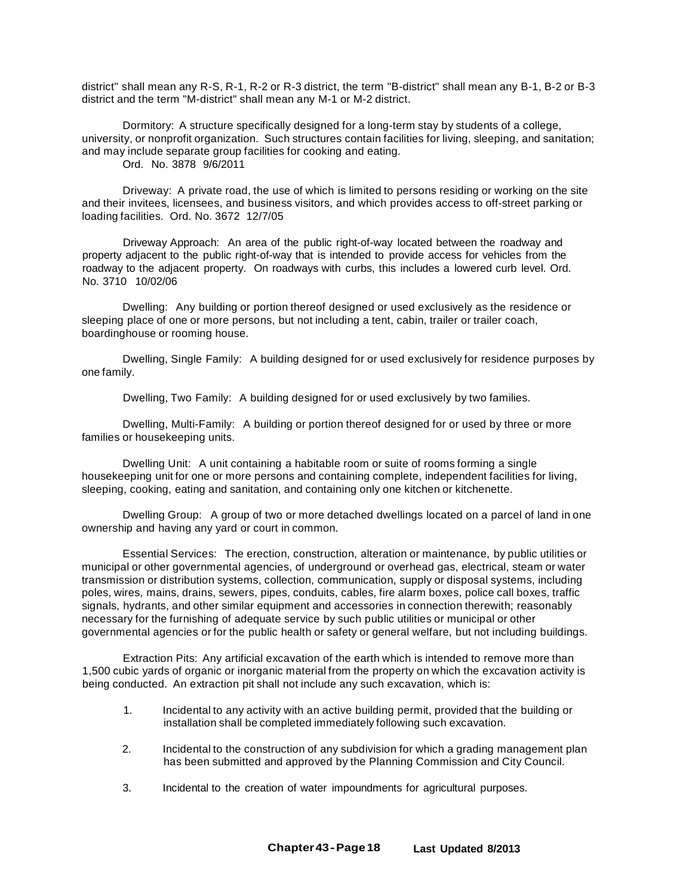district" shall mean any R-S, R-1, R-2 or R-3 district, the term "B-district" shall mean any B-1, B-2 or B-3 district and the term "M-district" shall mean any M-1 or M-2 district.

Dormitory: A structure specifically designed for a long-term stay by students of a college, university, or nonprofit organization. Such structures contain facilities for living, sleeping, and sanitation; and may include separate group facilities for cooking and eating.
Ord. No. 3878 9/6/2011

Driveway: A private road, the use of which is limited to persons residing or working on the site and their invitees, licensees, and business visitors, and which provides access to off-street parking or loading facilities. Ord. No. 3672 12/7/05

Driveway Approach: An area of the public right-of-way located between the roadway and property adjacent to the public right-of-way that is intended to provide access for vehicles from the roadway to the adjacent property. On roadways with curbs, this includes a lowered curb level. Ord. No. 3710 10/02/06

Dwelling: Any building or portion thereof designed or used exclusively as the residence or sleeping place of one or more persons, but not including a tent, cabin, trailer or trailer coach, boardinghouse or rooming house.

Dwelling, Single Family: A building designed for or used exclusively for residence purposes by one family.

Dwelling, Two Family: A building designed for or used exclusively by two families.

Dwelling, Multi-Family: A building or portion thereof designed for or used by three or more families or housekeeping units.

Dwelling Unit: A unit containing a habitable room or suite of rooms forming a single housekeeping unit for one or more persons and containing complete, independent facilities for living, sleeping, cooking, eating and sanitation, and containing only one kitchen or kitchenette.

Dwelling Group: A group of two or more detached dwellings located on a parcel of land in one ownership and having any yard or court in common.

Essential Services: The erection, construction, alteration or maintenance, by public utilities or municipal or other governmental agencies, of underground or overhead gas, electrical, steam or water transmission or distribution systems, collection, communication, supply or disposal systems, including poles, wires, mains, drains, sewers, pipes, conduits, cables, fire alarm boxes, police call boxes, traffic signals, hydrants, and other similar equipment and accessories in connection therewith; reasonably necessary for the furnishing of adequate service by such public utilities or municipal or other governmental agencies or for the public health or safety or general welfare, but not including buildings.

Extraction Pits: Any artificial excavation of the earth which is intended to remove more than 1,500 cubic yards of organic or inorganic material from the property on which the excavation activity is being conducted. An extraction pit shall not include any such excavation, which is:

1. Incidental to any activity with an active building permit, provided that the building or installation shall be completed immediately following such excavation.

2. Incidental to the construction of any subdivision for which a grading management plan has been submitted and approved by the Planning Commission and City Council.

3. Incidental to the creation of water impoundments for agricultural purposes.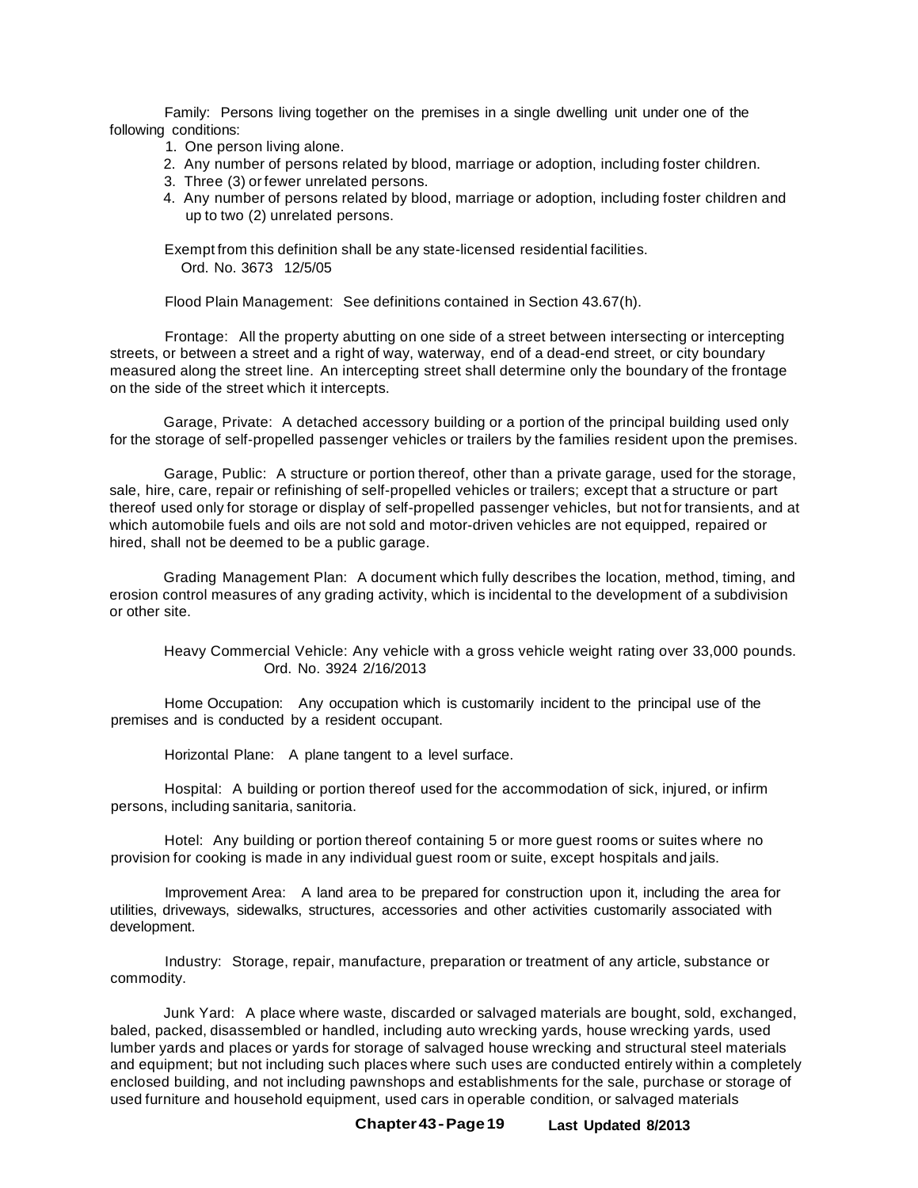Family: Persons living together on the premises in a single dwelling unit under one of the following conditions:

1. One person living alone.
2. Any number of persons related by blood, marriage or adoption, including foster children.
3. Three (3) or fewer unrelated persons.
4. Any number of persons related by blood, marriage or adoption, including foster children and up to two (2) unrelated persons.

Exempt from this definition shall be any state-licensed residential facilities.
Ord. No. 3673 12/5/05

Flood Plain Management: See definitions contained in Section 43.67(h).

Frontage: All the property abutting on one side of a street between intersecting or intercepting streets, or between a street and a right of way, waterway, end of a dead-end street, or city boundary measured along the street line. An intercepting street shall determine only the boundary of the frontage on the side of the street which it intercepts.

Garage, Private: A detached accessory building or a portion of the principal building used only for the storage of self-propelled passenger vehicles or trailers by the families resident upon the premises.

Garage, Public: A structure or portion thereof, other than a private garage, used for the storage, sale, hire, care, repair or refinishing of self-propelled vehicles or trailers; except that a structure or part thereof used only for storage or display of self-propelled passenger vehicles, but not for transients, and at which automobile fuels and oils are not sold and motor-driven vehicles are not equipped, repaired or hired, shall not be deemed to be a public garage.

Grading Management Plan: A document which fully describes the location, method, timing, and erosion control measures of any grading activity, which is incidental to the development of a subdivision or other site.

Heavy Commercial Vehicle: Any vehicle with a gross vehicle weight rating over 33,000 pounds.
Ord. No. 3924 2/16/2013

Home Occupation: Any occupation which is customarily incident to the principal use of the premises and is conducted by a resident occupant.

Horizontal Plane: A plane tangent to a level surface.

Hospital: A building or portion thereof used for the accommodation of sick, injured, or infirm persons, including sanitaria, sanitoria.

Hotel: Any building or portion thereof containing 5 or more guest rooms or suites where no provision for cooking is made in any individual guest room or suite, except hospitals and jails.

Improvement Area: A land area to be prepared for construction upon it, including the area for utilities, driveways, sidewalks, structures, accessories and other activities customarily associated with development.

Industry: Storage, repair, manufacture, preparation or treatment of any article, substance or commodity.

Junk Yard: A place where waste, discarded or salvaged materials are bought, sold, exchanged, baled, packed, disassembled or handled, including auto wrecking yards, house wrecking yards, used lumber yards and places or yards for storage of salvaged house wrecking and structural steel materials and equipment; but not including such places where such uses are conducted entirely within a completely enclosed building, and not including pawnshops and establishments for the sale, purchase or storage of used furniture and household equipment, used cars in operable condition, or salvaged materials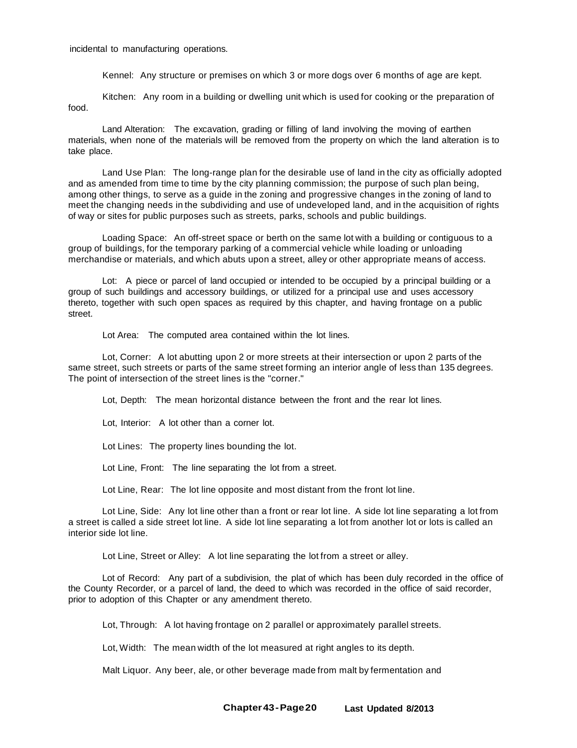incidental to manufacturing operations.

Kennel: Any structure or premises on which 3 or more dogs over 6 months of age are kept.

Kitchen: Any room in a building or dwelling unit which is used for cooking or the preparation of food.

Land Alteration: The excavation, grading or filling of land involving the moving of earthen materials, when none of the materials will be removed from the property on which the land alteration is to take place.

Land Use Plan: The long-range plan for the desirable use of land in the city as officially adopted and as amended from time to time by the city planning commission; the purpose of such plan being, among other things, to serve as a guide in the zoning and progressive changes in the zoning of land to meet the changing needs in the subdividing and use of undeveloped land, and in the acquisition of rights of way or sites for public purposes such as streets, parks, schools and public buildings.

Loading Space: An off-street space or berth on the same lot with a building or contiguous to a group of buildings, for the temporary parking of a commercial vehicle while loading or unloading merchandise or materials, and which abuts upon a street, alley or other appropriate means of access.

Lot: A piece or parcel of land occupied or intended to be occupied by a principal building or a group of such buildings and accessory buildings, or utilized for a principal use and uses accessory thereto, together with such open spaces as required by this chapter, and having frontage on a public street.

Lot Area: The computed area contained within the lot lines.

Lot, Corner: A lot abutting upon 2 or more streets at their intersection or upon 2 parts of the same street, such streets or parts of the same street forming an interior angle of less than 135 degrees. The point of intersection of the street lines is the "corner."

Lot, Depth: The mean horizontal distance between the front and the rear lot lines.

Lot, Interior: A lot other than a corner lot.

Lot Lines: The property lines bounding the lot.

Lot Line, Front: The line separating the lot from a street.

Lot Line, Rear: The lot line opposite and most distant from the front lot line.

Lot Line, Side: Any lot line other than a front or rear lot line. A side lot line separating a lot from a street is called a side street lot line. A side lot line separating a lot from another lot or lots is called an interior side lot line.

Lot Line, Street or Alley: A lot line separating the lot from a street or alley.

Lot of Record: Any part of a subdivision, the plat of which has been duly recorded in the office of the County Recorder, or a parcel of land, the deed to which was recorded in the office of said recorder, prior to adoption of this Chapter or any amendment thereto.

Lot, Through: A lot having frontage on 2 parallel or approximately parallel streets.

Lot, Width: The mean width of the lot measured at right angles to its depth.

Malt Liquor. Any beer, ale, or other beverage made from malt by fermentation and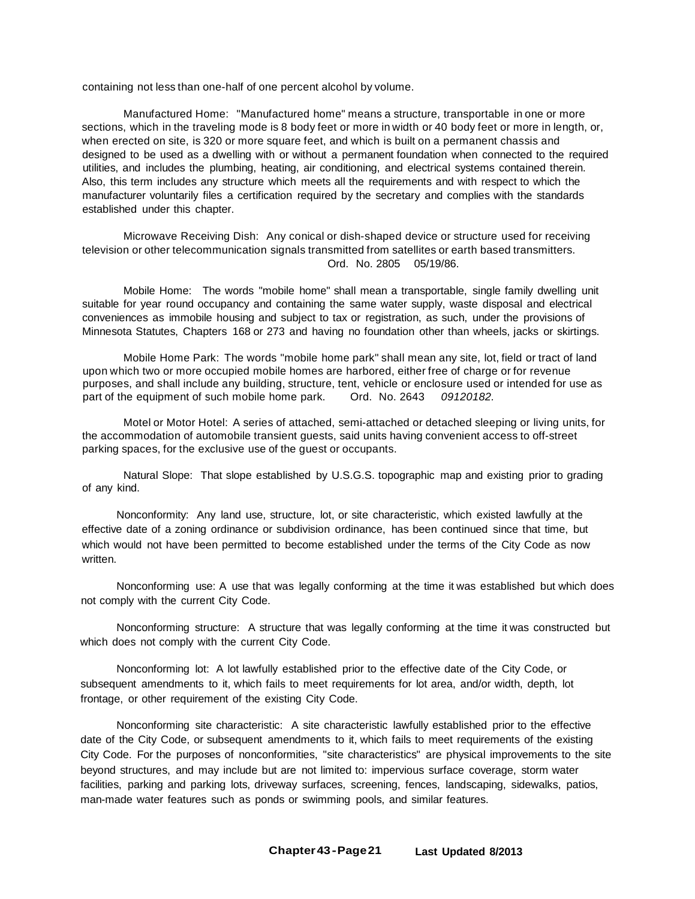containing not less than one-half of one percent alcohol by volume.

Manufactured Home: "Manufactured home" means a structure, transportable in one or more sections, which in the traveling mode is 8 body feet or more in width or 40 body feet or more in length, or, when erected on site, is 320 or more square feet, and which is built on a permanent chassis and designed to be used as a dwelling with or without a permanent foundation when connected to the required utilities, and includes the plumbing, heating, air conditioning, and electrical systems contained therein. Also, this term includes any structure which meets all the requirements and with respect to which the manufacturer voluntarily files a certification required by the secretary and complies with the standards established under this chapter.

Microwave Receiving Dish: Any conical or dish-shaped device or structure used for receiving television or other telecommunication signals transmitted from satellites or earth based transmitters. Ord. No. 2805 05/19/86.

Mobile Home: The words "mobile home" shall mean a transportable, single family dwelling unit suitable for year round occupancy and containing the same water supply, waste disposal and electrical conveniences as immobile housing and subject to tax or registration, as such, under the provisions of Minnesota Statutes, Chapters 168 or 273 and having no foundation other than wheels, jacks or skirtings.

Mobile Home Park: The words "mobile home park" shall mean any site, lot, field or tract of land upon which two or more occupied mobile homes are harbored, either free of charge or for revenue purposes, and shall include any building, structure, tent, vehicle or enclosure used or intended for use as part of the equipment of such mobile home park. Ord. No. 2643 *09120182.*

Motel or Motor Hotel: A series of attached, semi-attached or detached sleeping or living units, for the accommodation of automobile transient guests, said units having convenient access to off-street parking spaces, for the exclusive use of the guest or occupants.

Natural Slope: That slope established by U.S.G.S. topographic map and existing prior to grading of any kind.

Nonconformity: Any land use, structure, lot, or site characteristic, which existed lawfully at the effective date of a zoning ordinance or subdivision ordinance, has been continued since that time, but which would not have been permitted to become established under the terms of the City Code as now written.

Nonconforming use: A use that was legally conforming at the time it was established but which does not comply with the current City Code.

Nonconforming structure: A structure that was legally conforming at the time it was constructed but which does not comply with the current City Code.

Nonconforming lot: A lot lawfully established prior to the effective date of the City Code, or subsequent amendments to it, which fails to meet requirements for lot area, and/or width, depth, lot frontage, or other requirement of the existing City Code.

Nonconforming site characteristic: A site characteristic lawfully established prior to the effective date of the City Code, or subsequent amendments to it, which fails to meet requirements of the existing City Code. For the purposes of nonconformities, "site characteristics" are physical improvements to the site beyond structures, and may include but are not limited to: impervious surface coverage, storm water facilities, parking and parking lots, driveway surfaces, screening, fences, landscaping, sidewalks, patios, man-made water features such as ponds or swimming pools, and similar features.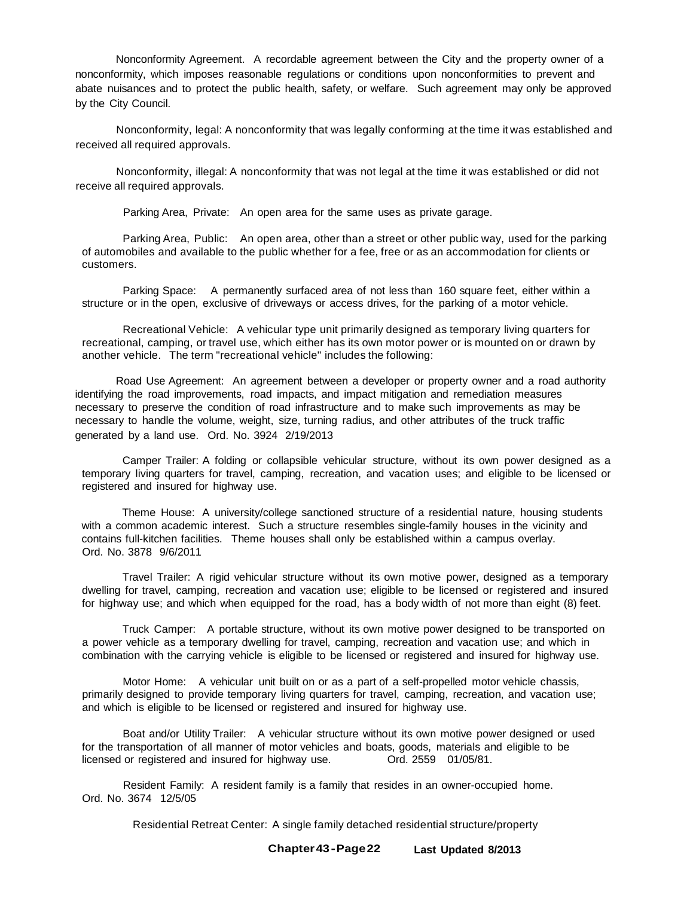Nonconformity Agreement. A recordable agreement between the City and the property owner of a nonconformity, which imposes reasonable regulations or conditions upon nonconformities to prevent and abate nuisances and to protect the public health, safety, or welfare. Such agreement may only be approved by the City Council.

Nonconformity, legal: A nonconformity that was legally conforming at the time it was established and received all required approvals.

Nonconformity, illegal: A nonconformity that was not legal at the time it was established or did not receive all required approvals.

Parking Area, Private: An open area for the same uses as private garage.

Parking Area, Public: An open area, other than a street or other public way, used for the parking of automobiles and available to the public whether for a fee, free or as an accommodation for clients or customers.

Parking Space: A permanently surfaced area of not less than 160 square feet, either within a structure or in the open, exclusive of driveways or access drives, for the parking of a motor vehicle.

Recreational Vehicle: A vehicular type unit primarily designed as temporary living quarters for recreational, camping, or travel use, which either has its own motor power or is mounted on or drawn by another vehicle. The term "recreational vehicle" includes the following:

Road Use Agreement: An agreement between a developer or property owner and a road authority identifying the road improvements, road impacts, and impact mitigation and remediation measures necessary to preserve the condition of road infrastructure and to make such improvements as may be necessary to handle the volume, weight, size, turning radius, and other attributes of the truck traffic generated by a land use. Ord. No. 3924 2/19/2013

Camper Trailer: A folding or collapsible vehicular structure, without its own power designed as a temporary living quarters for travel, camping, recreation, and vacation uses; and eligible to be licensed or registered and insured for highway use.

Theme House: A university/college sanctioned structure of a residential nature, housing students with a common academic interest. Such a structure resembles single-family houses in the vicinity and contains full-kitchen facilities. Theme houses shall only be established within a campus overlay. Ord. No. 3878 9/6/2011

Travel Trailer: A rigid vehicular structure without its own motive power, designed as a temporary dwelling for travel, camping, recreation and vacation use; eligible to be licensed or registered and insured for highway use; and which when equipped for the road, has a body width of not more than eight (8) feet.

Truck Camper: A portable structure, without its own motive power designed to be transported on a power vehicle as a temporary dwelling for travel, camping, recreation and vacation use; and which in combination with the carrying vehicle is eligible to be licensed or registered and insured for highway use.

Motor Home: A vehicular unit built on or as a part of a self-propelled motor vehicle chassis, primarily designed to provide temporary living quarters for travel, camping, recreation, and vacation use; and which is eligible to be licensed or registered and insured for highway use.

Boat and/or Utility Trailer: A vehicular structure without its own motive power designed or used for the transportation of all manner of motor vehicles and boats, goods, materials and eligible to be licensed or registered and insured for highway use. Ord. 2559 01/05/81.

Resident Family: A resident family is a family that resides in an owner-occupied home. Ord. No. 3674 12/5/05

Residential Retreat Center: A single family detached residential structure/property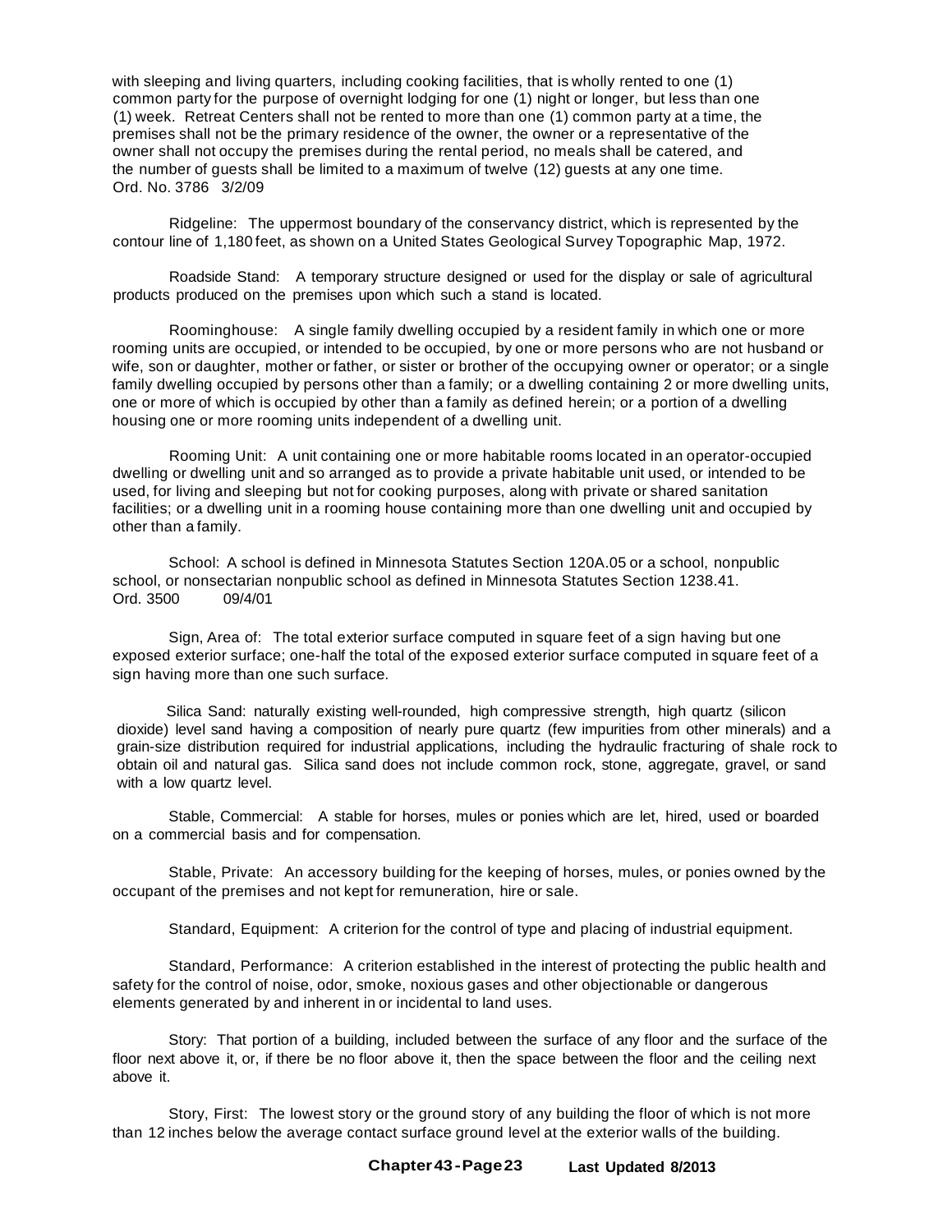with sleeping and living quarters, including cooking facilities, that is wholly rented to one (1) common party for the purpose of overnight lodging for one (1) night or longer, but less than one (1) week. Retreat Centers shall not be rented to more than one (1) common party at a time, the premises shall not be the primary residence of the owner, the owner or a representative of the owner shall not occupy the premises during the rental period, no meals shall be catered, and the number of guests shall be limited to a maximum of twelve (12) guests at any one time. Ord. No. 3786 3/2/09

Ridgeline: The uppermost boundary of the conservancy district, which is represented by the contour line of 1,180 feet, as shown on a United States Geological Survey Topographic Map, 1972.

Roadside Stand: A temporary structure designed or used for the display or sale of agricultural products produced on the premises upon which such a stand is located.

Roominghouse: A single family dwelling occupied by a resident family in which one or more rooming units are occupied, or intended to be occupied, by one or more persons who are not husband or wife, son or daughter, mother or father, or sister or brother of the occupying owner or operator; or a single family dwelling occupied by persons other than a family; or a dwelling containing 2 or more dwelling units, one or more of which is occupied by other than a family as defined herein; or a portion of a dwelling housing one or more rooming units independent of a dwelling unit.

Rooming Unit: A unit containing one or more habitable rooms located in an operator-occupied dwelling or dwelling unit and so arranged as to provide a private habitable unit used, or intended to be used, for living and sleeping but not for cooking purposes, along with private or shared sanitation facilities; or a dwelling unit in a rooming house containing more than one dwelling unit and occupied by other than a family.

School: A school is defined in Minnesota Statutes Section 120A.05 or a school, nonpublic school, or nonsectarian nonpublic school as defined in Minnesota Statutes Section 1238.41. Ord. 3500 09/4/01

Sign, Area of: The total exterior surface computed in square feet of a sign having but one exposed exterior surface; one-half the total of the exposed exterior surface computed in square feet of a sign having more than one such surface.

Silica Sand: naturally existing well-rounded, high compressive strength, high quartz (silicon dioxide) level sand having a composition of nearly pure quartz (few impurities from other minerals) and a grain-size distribution required for industrial applications, including the hydraulic fracturing of shale rock to obtain oil and natural gas. Silica sand does not include common rock, stone, aggregate, gravel, or sand with a low quartz level.

Stable, Commercial: A stable for horses, mules or ponies which are let, hired, used or boarded on a commercial basis and for compensation.

Stable, Private: An accessory building for the keeping of horses, mules, or ponies owned by the occupant of the premises and not kept for remuneration, hire or sale.

Standard, Equipment: A criterion for the control of type and placing of industrial equipment.

Standard, Performance: A criterion established in the interest of protecting the public health and safety for the control of noise, odor, smoke, noxious gases and other objectionable or dangerous elements generated by and inherent in or incidental to land uses.

Story: That portion of a building, included between the surface of any floor and the surface of the floor next above it, or, if there be no floor above it, then the space between the floor and the ceiling next above it.

Story, First: The lowest story or the ground story of any building the floor of which is not more than 12 inches below the average contact surface ground level at the exterior walls of the building.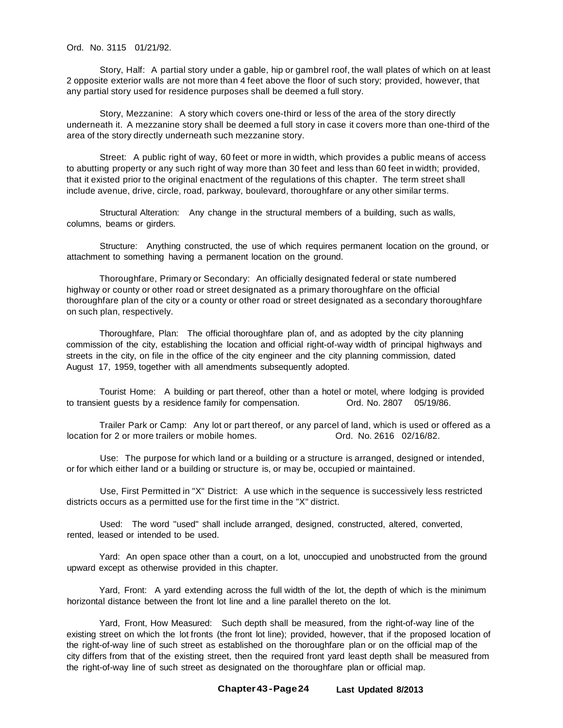Ord. No. 3115 01/21/92.

Story, Half: A partial story under a gable, hip or gambrel roof, the wall plates of which on at least 2 opposite exterior walls are not more than 4 feet above the floor of such story; provided, however, that any partial story used for residence purposes shall be deemed a full story.

Story, Mezzanine: A story which covers one-third or less of the area of the story directly underneath it. A mezzanine story shall be deemed a full story in case it covers more than one-third of the area of the story directly underneath such mezzanine story.

Street: A public right of way, 60 feet or more in width, which provides a public means of access to abutting property or any such right of way more than 30 feet and less than 60 feet in width; provided, that it existed prior to the original enactment of the regulations of this chapter. The term street shall include avenue, drive, circle, road, parkway, boulevard, thoroughfare or any other similar terms.

Structural Alteration: Any change in the structural members of a building, such as walls, columns, beams or girders.

Structure: Anything constructed, the use of which requires permanent location on the ground, or attachment to something having a permanent location on the ground.

Thoroughfare, Primary or Secondary: An officially designated federal or state numbered highway or county or other road or street designated as a primary thoroughfare on the official thoroughfare plan of the city or a county or other road or street designated as a secondary thoroughfare on such plan, respectively.

Thoroughfare, Plan: The official thoroughfare plan of, and as adopted by the city planning commission of the city, establishing the location and official right-of-way width of principal highways and streets in the city, on file in the office of the city engineer and the city planning commission, dated August 17, 1959, together with all amendments subsequently adopted.

Tourist Home: A building or part thereof, other than a hotel or motel, where lodging is provided to transient guests by a residence family for compensation. Ord. No. 2807 05/19/86.

Trailer Park or Camp: Any lot or part thereof, or any parcel of land, which is used or offered as a location for 2 or more trailers or mobile homes. Ord. No. 2616 02/16/82.

Use: The purpose for which land or a building or a structure is arranged, designed or intended, or for which either land or a building or structure is, or may be, occupied or maintained.

Use, First Permitted in "X" District: A use which in the sequence is successively less restricted districts occurs as a permitted use for the first time in the "X" district.

Used: The word "used" shall include arranged, designed, constructed, altered, converted, rented, leased or intended to be used.

Yard: An open space other than a court, on a lot, unoccupied and unobstructed from the ground upward except as otherwise provided in this chapter.

Yard, Front: A yard extending across the full width of the lot, the depth of which is the minimum horizontal distance between the front lot line and a line parallel thereto on the lot.

Yard, Front, How Measured: Such depth shall be measured, from the right-of-way line of the existing street on which the lot fronts (the front lot line); provided, however, that if the proposed location of the right-of-way line of such street as established on the thoroughfare plan or on the official map of the city differs from that of the existing street, then the required front yard least depth shall be measured from the right-of-way line of such street as designated on the thoroughfare plan or official map.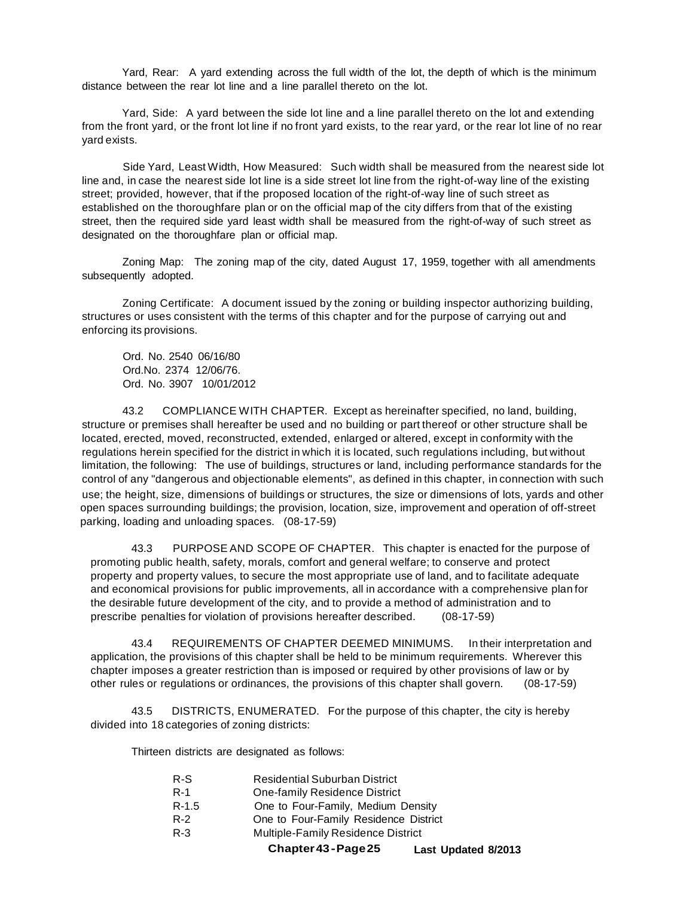Yard, Rear: A yard extending across the full width of the lot, the depth of which is the minimum distance between the rear lot line and a line parallel thereto on the lot.

Yard, Side: A yard between the side lot line and a line parallel thereto on the lot and extending from the front yard, or the front lot line if no front yard exists, to the rear yard, or the rear lot line of no rear yard exists.

Side Yard, Least Width, How Measured: Such width shall be measured from the nearest side lot line and, in case the nearest side lot line is a side street lot line from the right-of-way line of the existing street; provided, however, that if the proposed location of the right-of-way line of such street as established on the thoroughfare plan or on the official map of the city differs from that of the existing street, then the required side yard least width shall be measured from the right-of-way of such street as designated on the thoroughfare plan or official map.

Zoning Map: The zoning map of the city, dated August 17, 1959, together with all amendments subsequently adopted.

Zoning Certificate: A document issued by the zoning or building inspector authorizing building, structures or uses consistent with the terms of this chapter and for the purpose of carrying out and enforcing its provisions.

Ord. No. 2540 06/16/80
Ord.No. 2374 12/06/76.
Ord. No. 3907 10/01/2012

43.2 COMPLIANCE WITH CHAPTER. Except as hereinafter specified, no land, building, structure or premises shall hereafter be used and no building or part thereof or other structure shall be located, erected, moved, reconstructed, extended, enlarged or altered, except in conformity with the regulations herein specified for the district in which it is located, such regulations including, but without limitation, the following: The use of buildings, structures or land, including performance standards for the control of any "dangerous and objectionable elements", as defined in this chapter, in connection with such use; the height, size, dimensions of buildings or structures, the size or dimensions of lots, yards and other open spaces surrounding buildings; the provision, location, size, improvement and operation of off-street parking, loading and unloading spaces. (08-17-59)

43.3 PURPOSE AND SCOPE OF CHAPTER. This chapter is enacted for the purpose of promoting public health, safety, morals, comfort and general welfare; to conserve and protect property and property values, to secure the most appropriate use of land, and to facilitate adequate and economical provisions for public improvements, all in accordance with a comprehensive plan for the desirable future development of the city, and to provide a method of administration and to prescribe penalties for violation of provisions hereafter described. (08-17-59)

43.4 REQUIREMENTS OF CHAPTER DEEMED MINIMUMS. In their interpretation and application, the provisions of this chapter shall be held to be minimum requirements. Wherever this chapter imposes a greater restriction than is imposed or required by other provisions of law or by other rules or regulations or ordinances, the provisions of this chapter shall govern. (08-17-59)

43.5 DISTRICTS, ENUMERATED. For the purpose of this chapter, the city is hereby divided into 18 categories of zoning districts:

Thirteen districts are designated as follows:

| | |
|---|---|
| R-S | Residential Suburban District |
| R-1 | One-family Residence District |
| R-1.5 | One to Four-Family, Medium Density |
| R-2 | One to Four-Family Residence District |
| R-3 | Multiple-Family Residence District |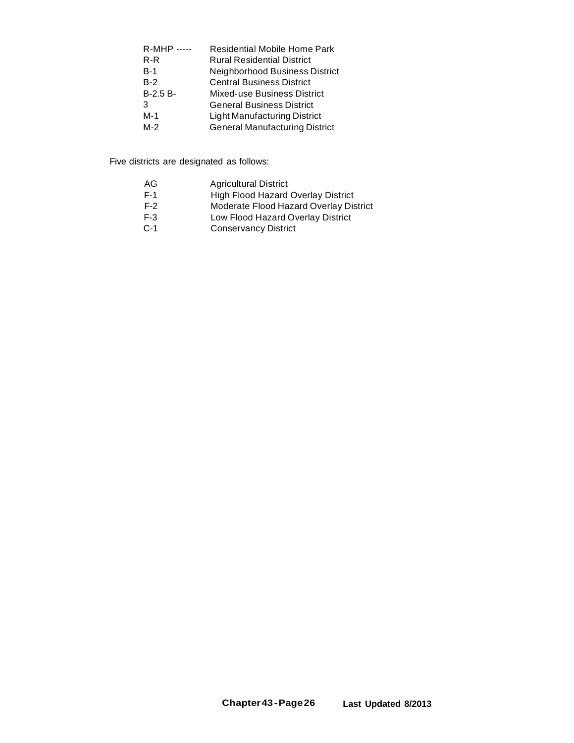| | |
|---|---|
| R-MHP ----- | Residential Mobile Home Park |
| R-R | Rural Residential District |
| B-1 | Neighborhood Business District |
| B-2 | Central Business District |
| B-2.5 B- | Mixed-use Business District |
| 3 | General Business District |
| M-1 | Light Manufacturing District |
| M-2 | General Manufacturing District |

Five districts are designated as follows:

| | |
|---|---|
| AG | Agricultural District |
| F-1 | High Flood Hazard Overlay District |
| F-2 | Moderate Flood Hazard Overlay District |
| F-3 | Low Flood Hazard Overlay District |
| C-1 | Conservancy District |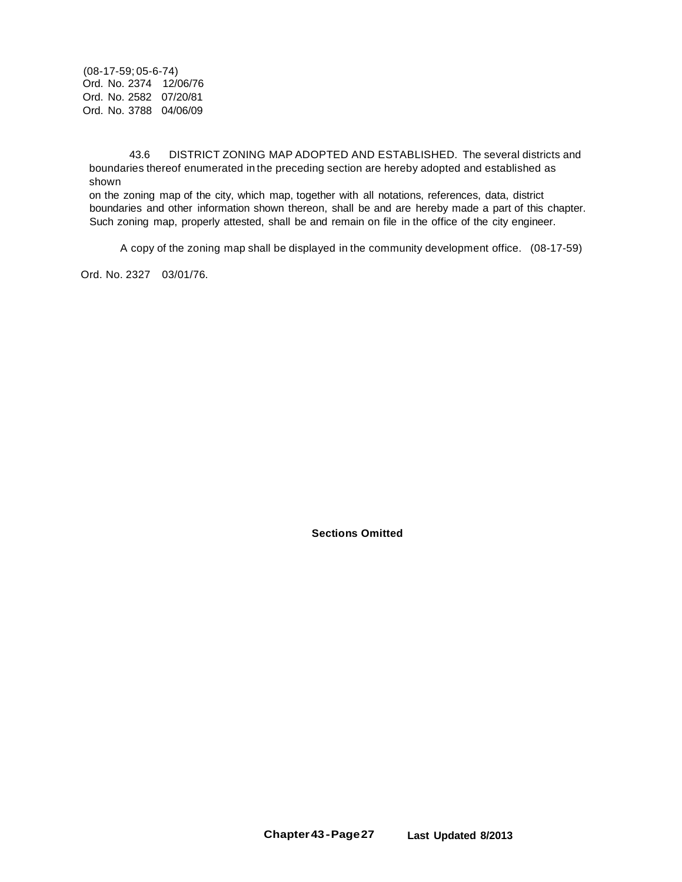(08-17-59; 05-6-74)
Ord. No. 2374 12/06/76
Ord. No. 2582 07/20/81
Ord. No. 3788 04/06/09

43.6 DISTRICT ZONING MAP ADOPTED AND ESTABLISHED. The several districts and boundaries thereof enumerated in the preceding section are hereby adopted and established as shown on the zoning map of the city, which map, together with all notations, references, data, district boundaries and other information shown thereon, shall be and are hereby made a part of this chapter. Such zoning map, properly attested, shall be and remain on file in the office of the city engineer.

A copy of the zoning map shall be displayed in the community development office. (08-17-59)

Ord. No. 2327 03/01/76.

**Sections Omitted**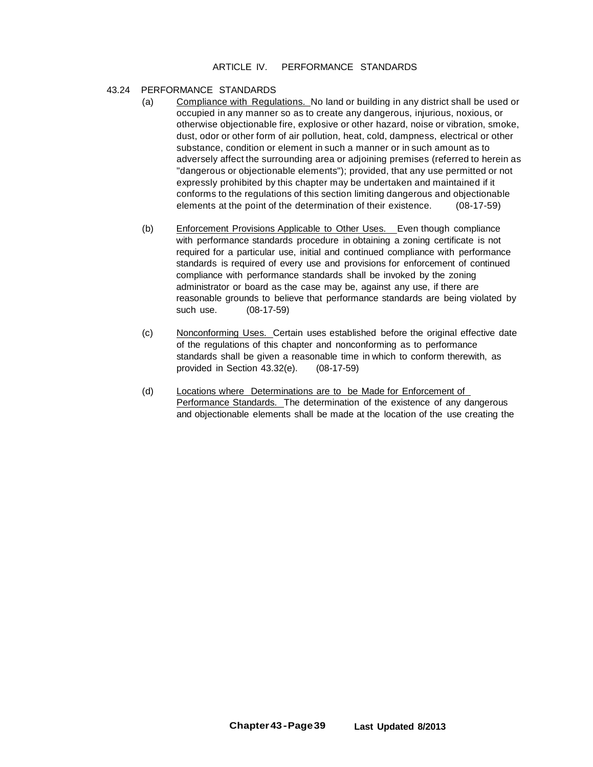# ARTICLE IV. PERFORMANCE STANDARDS

## 43.24 PERFORMANCE STANDARDS

(a) Compliance with Regulations. No land or building in any district shall be used or occupied in any manner so as to create any dangerous, injurious, noxious, or otherwise objectionable fire, explosive or other hazard, noise or vibration, smoke, dust, odor or other form of air pollution, heat, cold, dampness, electrical or other substance, condition or element in such a manner or in such amount as to adversely affect the surrounding area or adjoining premises (referred to herein as "dangerous or objectionable elements"); provided, that any use permitted or not expressly prohibited by this chapter may be undertaken and maintained if it conforms to the regulations of this section limiting dangerous and objectionable elements at the point of the determination of their existence. (08-17-59)

(b) Enforcement Provisions Applicable to Other Uses. Even though compliance with performance standards procedure in obtaining a zoning certificate is not required for a particular use, initial and continued compliance with performance standards is required of every use and provisions for enforcement of continued compliance with performance standards shall be invoked by the zoning administrator or board as the case may be, against any use, if there are reasonable grounds to believe that performance standards are being violated by such use. (08-17-59)

(c) Nonconforming Uses. Certain uses established before the original effective date of the regulations of this chapter and nonconforming as to performance standards shall be given a reasonable time in which to conform therewith, as provided in Section 43.32(e). (08-17-59)

(d) Locations where Determinations are to be Made for Enforcement of Performance Standards. The determination of the existence of any dangerous and objectionable elements shall be made at the location of the use creating the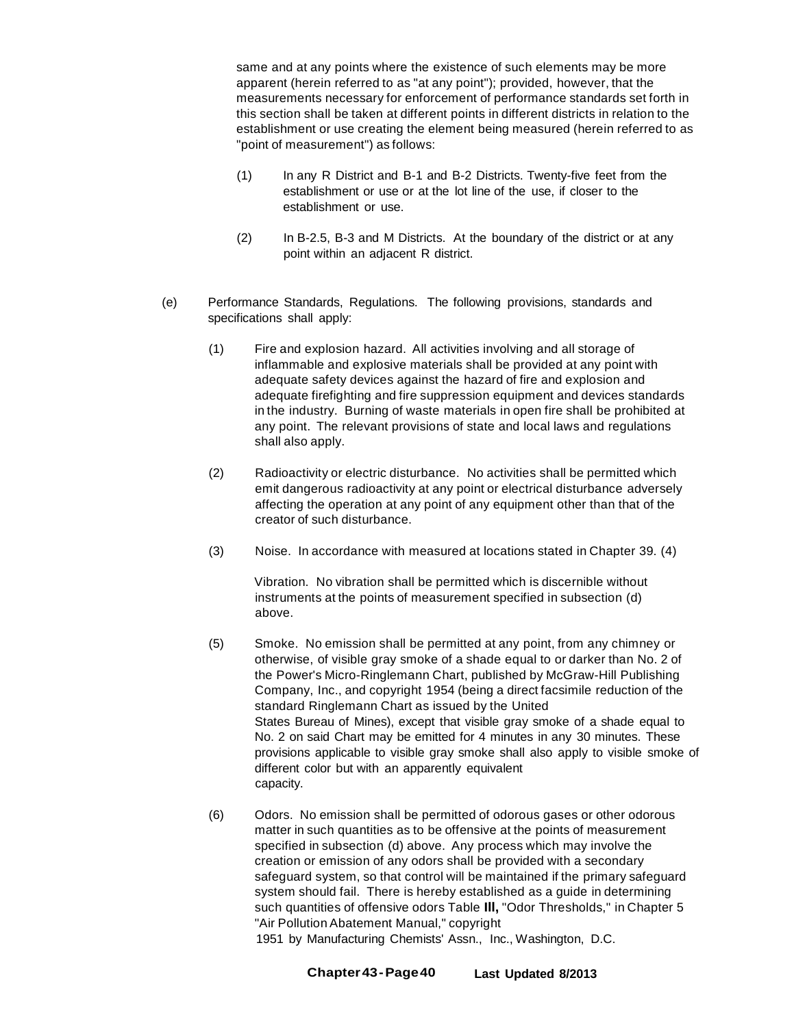same and at any points where the existence of such elements may be more apparent (herein referred to as "at any point"); provided, however, that the measurements necessary for enforcement of performance standards set forth in this section shall be taken at different points in different districts in relation to the establishment or use creating the element being measured (herein referred to as "point of measurement") as follows:

(1) In any R District and B-1 and B-2 Districts. Twenty-five feet from the establishment or use or at the lot line of the use, if closer to the establishment or use.

(2) In B-2.5, B-3 and M Districts. At the boundary of the district or at any point within an adjacent R district.

(e) Performance Standards, Regulations. The following provisions, standards and specifications shall apply:

(1) Fire and explosion hazard. All activities involving and all storage of inflammable and explosive materials shall be provided at any point with adequate safety devices against the hazard of fire and explosion and adequate firefighting and fire suppression equipment and devices standards in the industry. Burning of waste materials in open fire shall be prohibited at any point. The relevant provisions of state and local laws and regulations shall also apply.

(2) Radioactivity or electric disturbance. No activities shall be permitted which emit dangerous radioactivity at any point or electrical disturbance adversely affecting the operation at any point of any equipment other than that of the creator of such disturbance.

(3) Noise. In accordance with measured at locations stated in Chapter 39. (4)

Vibration. No vibration shall be permitted which is discernible without instruments at the points of measurement specified in subsection (d) above.

(5) Smoke. No emission shall be permitted at any point, from any chimney or otherwise, of visible gray smoke of a shade equal to or darker than No. 2 of the Power's Micro-Ringlemann Chart, published by McGraw-Hill Publishing Company, Inc., and copyright 1954 (being a direct facsimile reduction of the standard Ringlemann Chart as issued by the United States Bureau of Mines), except that visible gray smoke of a shade equal to No. 2 on said Chart may be emitted for 4 minutes in any 30 minutes. These provisions applicable to visible gray smoke shall also apply to visible smoke of different color but with an apparently equivalent capacity.

(6) Odors. No emission shall be permitted of odorous gases or other odorous matter in such quantities as to be offensive at the points of measurement specified in subsection (d) above. Any process which may involve the creation or emission of any odors shall be provided with a secondary safeguard system, so that control will be maintained if the primary safeguard system should fail. There is hereby established as a guide in determining such quantities of offensive odors Table **III,** "Odor Thresholds," in Chapter 5 "Air Pollution Abatement Manual," copyright 1951 by Manufacturing Chemists' Assn., Inc., Washington, D.C.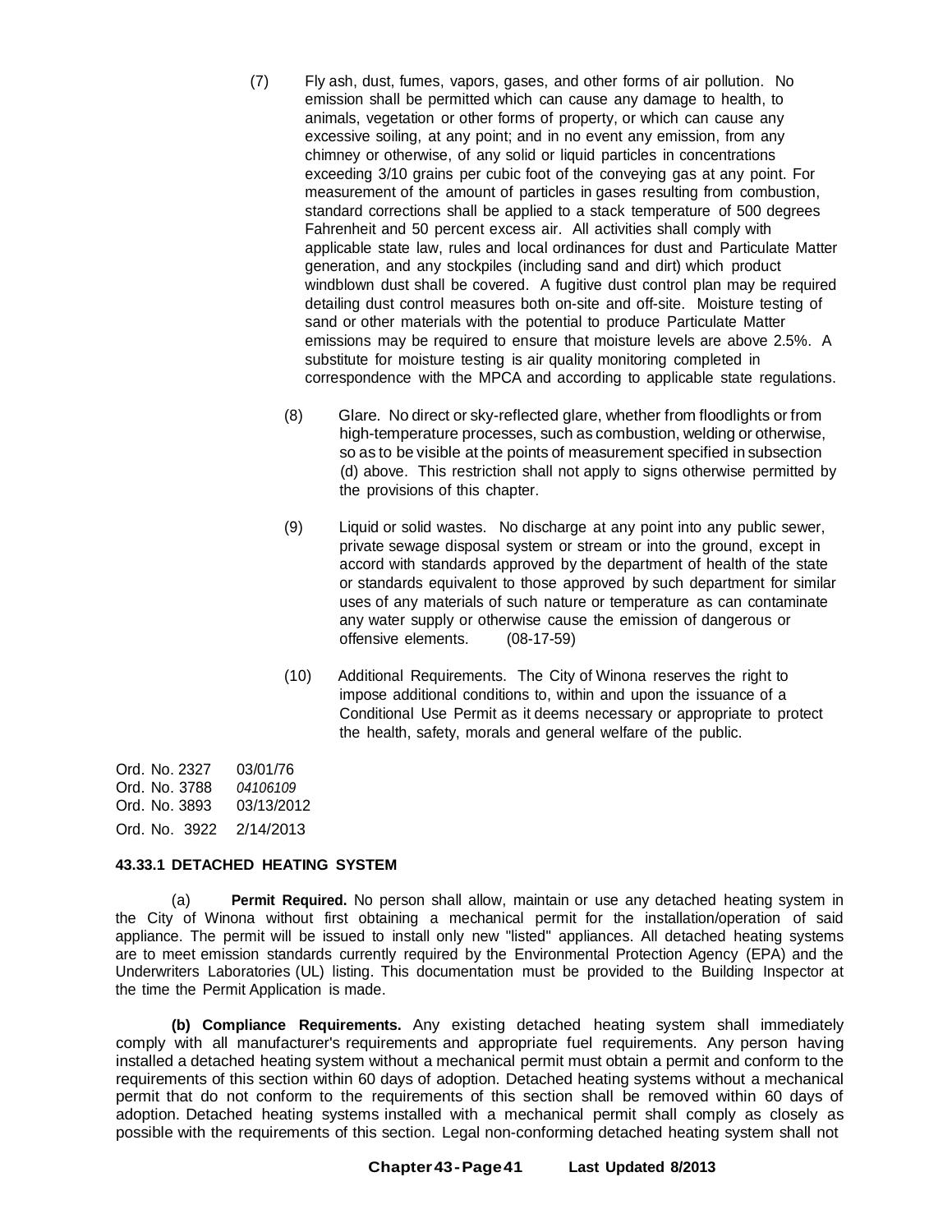(7) Fly ash, dust, fumes, vapors, gases, and other forms of air pollution. No emission shall be permitted which can cause any damage to health, to animals, vegetation or other forms of property, or which can cause any excessive soiling, at any point; and in no event any emission, from any chimney or otherwise, of any solid or liquid particles in concentrations exceeding 3/10 grains per cubic foot of the conveying gas at any point. For measurement of the amount of particles in gases resulting from combustion, standard corrections shall be applied to a stack temperature of 500 degrees Fahrenheit and 50 percent excess air. All activities shall comply with applicable state law, rules and local ordinances for dust and Particulate Matter generation, and any stockpiles (including sand and dirt) which product windblown dust shall be covered. A fugitive dust control plan may be required detailing dust control measures both on-site and off-site. Moisture testing of sand or other materials with the potential to produce Particulate Matter emissions may be required to ensure that moisture levels are above 2.5%. A substitute for moisture testing is air quality monitoring completed in correspondence with the MPCA and according to applicable state regulations.

(8) Glare. No direct or sky-reflected glare, whether from floodlights or from high-temperature processes, such as combustion, welding or otherwise, so as to be visible at the points of measurement specified in subsection (d) above. This restriction shall not apply to signs otherwise permitted by the provisions of this chapter.

(9) Liquid or solid wastes. No discharge at any point into any public sewer, private sewage disposal system or stream or into the ground, except in accord with standards approved by the department of health of the state or standards equivalent to those approved by such department for similar uses of any materials of such nature or temperature as can contaminate any water supply or otherwise cause the emission of dangerous or offensive elements. (08-17-59)

(10) Additional Requirements. The City of Winona reserves the right to impose additional conditions to, within and upon the issuance of a Conditional Use Permit as it deems necessary or appropriate to protect the health, safety, morals and general welfare of the public.

Ord. No. 2327 03/01/76
Ord. No. 3788 *04106109*
Ord. No. 3893 03/13/2012
Ord. No. 3922 2/14/2013

**43.33.1 DETACHED HEATING SYSTEM**

(a) **Permit Required.** No person shall allow, maintain or use any detached heating system in the City of Winona without first obtaining a mechanical permit for the installation/operation of said appliance. The permit will be issued to install only new "listed" appliances. All detached heating systems are to meet emission standards currently required by the Environmental Protection Agency (EPA) and the Underwriters Laboratories (UL) listing. This documentation must be provided to the Building Inspector at the time the Permit Application is made.

**(b) Compliance Requirements.** Any existing detached heating system shall immediately comply with all manufacturer's requirements and appropriate fuel requirements. Any person having installed a detached heating system without a mechanical permit must obtain a permit and conform to the requirements of this section within 60 days of adoption. Detached heating systems without a mechanical permit that do not conform to the requirements of this section shall be removed within 60 days of adoption. Detached heating systems installed with a mechanical permit shall comply as closely as possible with the requirements of this section. Legal non-conforming detached heating system shall not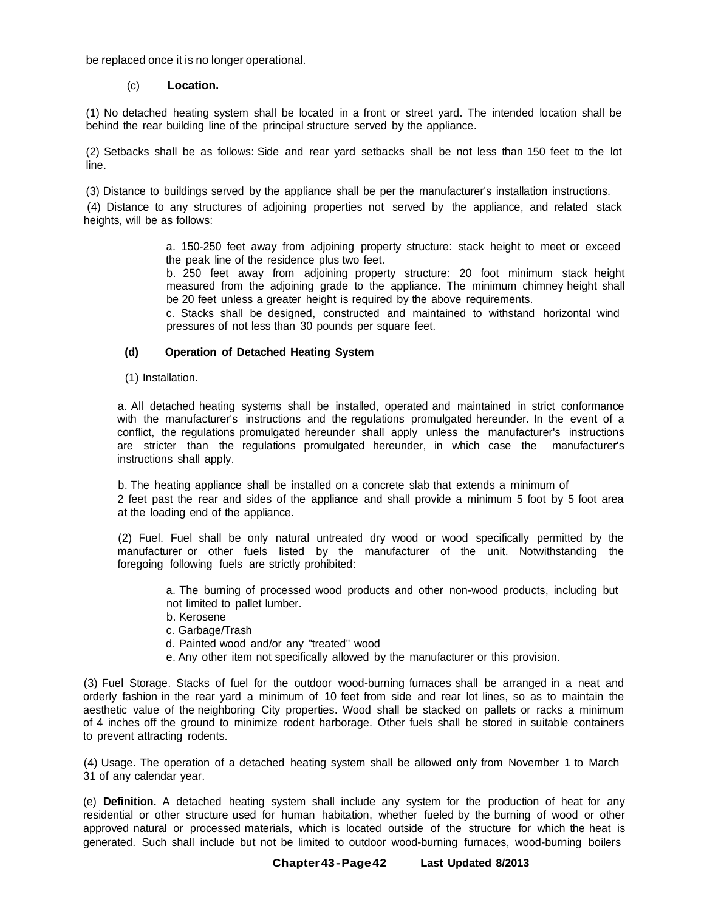be replaced once it is no longer operational.

(c) **Location.**

(1) No detached heating system shall be located in a front or street yard. The intended location shall be behind the rear building line of the principal structure served by the appliance.

(2) Setbacks shall be as follows: Side and rear yard setbacks shall be not less than 150 feet to the lot line.

(3) Distance to buildings served by the appliance shall be per the manufacturer's installation instructions.

(4) Distance to any structures of adjoining properties not served by the appliance, and related stack heights, will be as follows:

> a. 150-250 feet away from adjoining property structure: stack height to meet or exceed the peak line of the residence plus two feet.
>
> b. 250 feet away from adjoining property structure: 20 foot minimum stack height measured from the adjoining grade to the appliance. The minimum chimney height shall be 20 feet unless a greater height is required by the above requirements.
>
> c. Stacks shall be designed, constructed and maintained to withstand horizontal wind pressures of not less than 30 pounds per square feet.

**(d) Operation of Detached Heating System**

(1) Installation.

a. All detached heating systems shall be installed, operated and maintained in strict conformance with the manufacturer's instructions and the regulations promulgated hereunder. In the event of a conflict, the regulations promulgated hereunder shall apply unless the manufacturer's instructions are stricter than the regulations promulgated hereunder, in which case the manufacturer's instructions shall apply.

b. The heating appliance shall be installed on a concrete slab that extends a minimum of 2 feet past the rear and sides of the appliance and shall provide a minimum 5 foot by 5 foot area at the loading end of the appliance.

(2) Fuel. Fuel shall be only natural untreated dry wood or wood specifically permitted by the manufacturer or other fuels listed by the manufacturer of the unit. Notwithstanding the foregoing following fuels are strictly prohibited:

> a. The burning of processed wood products and other non-wood products, including but not limited to pallet lumber.
>
> b. Kerosene
>
> c. Garbage/Trash
>
> d. Painted wood and/or any "treated" wood
>
> e. Any other item not specifically allowed by the manufacturer or this provision.

(3) Fuel Storage. Stacks of fuel for the outdoor wood-burning furnaces shall be arranged in a neat and orderly fashion in the rear yard a minimum of 10 feet from side and rear lot lines, so as to maintain the aesthetic value of the neighboring City properties. Wood shall be stacked on pallets or racks a minimum of 4 inches off the ground to minimize rodent harborage. Other fuels shall be stored in suitable containers to prevent attracting rodents.

(4) Usage. The operation of a detached heating system shall be allowed only from November 1 to March 31 of any calendar year.

(e) **Definition.** A detached heating system shall include any system for the production of heat for any residential or other structure used for human habitation, whether fueled by the burning of wood or other approved natural or processed materials, which is located outside of the structure for which the heat is generated. Such shall include but not be limited to outdoor wood-burning furnaces, wood-burning boilers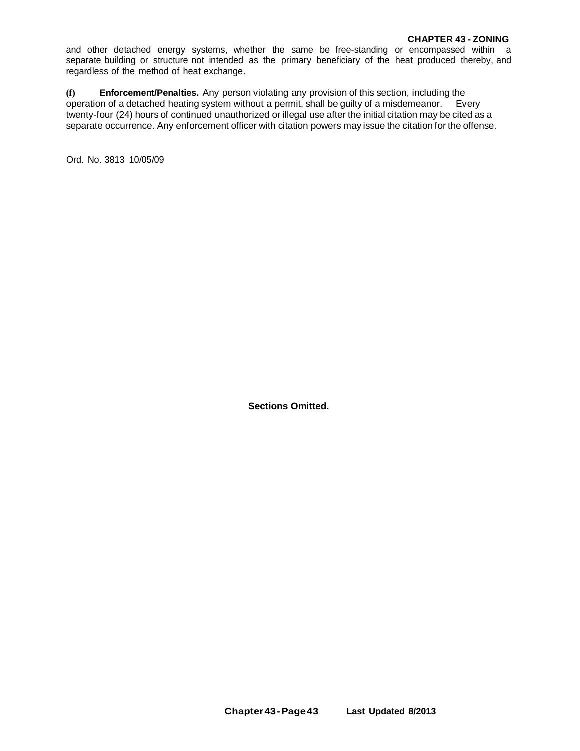and other detached energy systems, whether the same be free-standing or encompassed within a separate building or structure not intended as the primary beneficiary of the heat produced thereby, and regardless of the method of heat exchange.

**(f) Enforcement/Penalties.** Any person violating any provision of this section, including the operation of a detached heating system without a permit, shall be guilty of a misdemeanor. Every twenty-four (24) hours of continued unauthorized or illegal use after the initial citation may be cited as a separate occurrence. Any enforcement officer with citation powers may issue the citation for the offense.

Ord. No. 3813 10/05/09

**Sections Omitted.**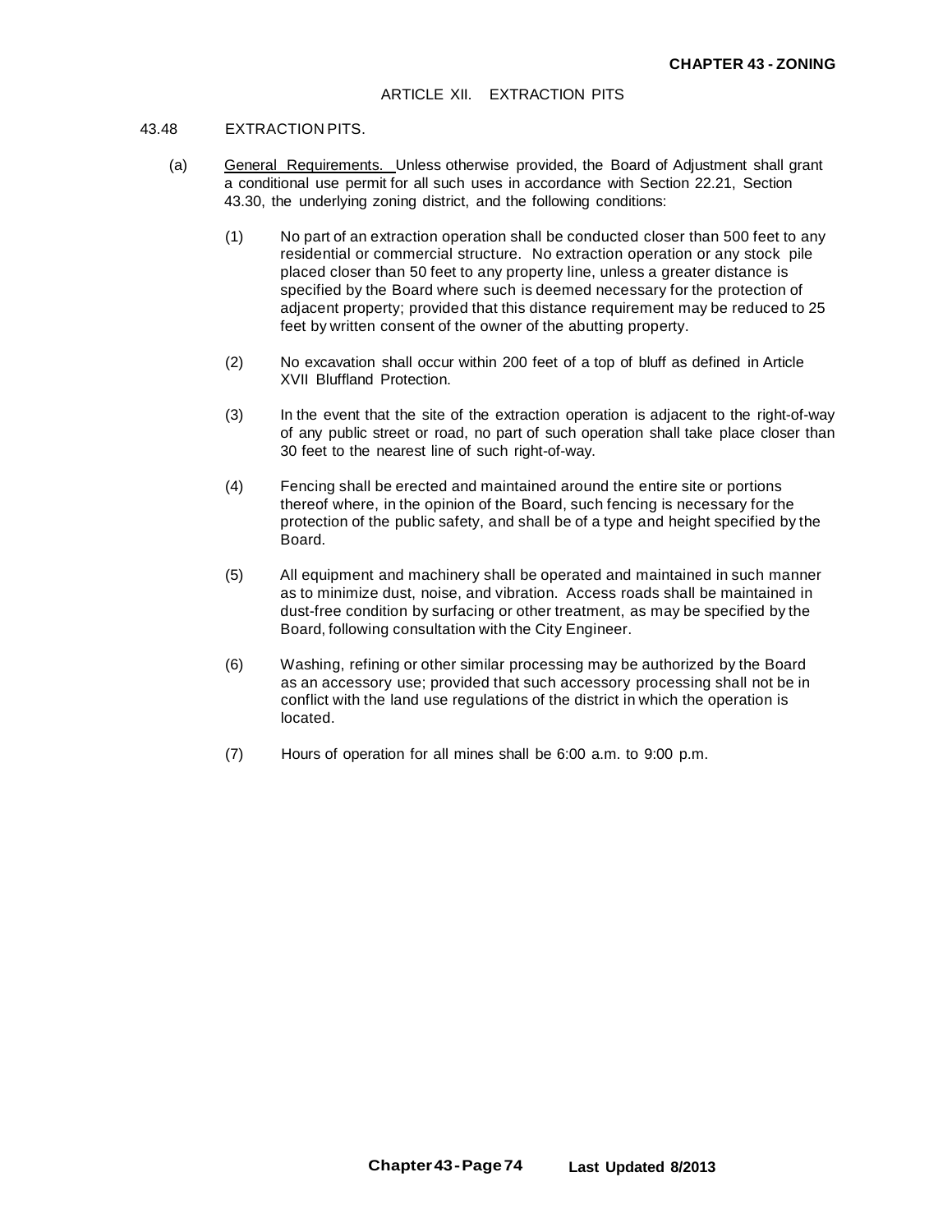## ARTICLE XII. EXTRACTION PITS

### 43.48 EXTRACTION PITS.

(a) General Requirements. Unless otherwise provided, the Board of Adjustment shall grant a conditional use permit for all such uses in accordance with Section 22.21, Section 43.30, the underlying zoning district, and the following conditions:

(1) No part of an extraction operation shall be conducted closer than 500 feet to any residential or commercial structure. No extraction operation or any stock pile placed closer than 50 feet to any property line, unless a greater distance is specified by the Board where such is deemed necessary for the protection of adjacent property; provided that this distance requirement may be reduced to 25 feet by written consent of the owner of the abutting property.

(2) No excavation shall occur within 200 feet of a top of bluff as defined in Article XVII Bluffland Protection.

(3) In the event that the site of the extraction operation is adjacent to the right-of-way of any public street or road, no part of such operation shall take place closer than 30 feet to the nearest line of such right-of-way.

(4) Fencing shall be erected and maintained around the entire site or portions thereof where, in the opinion of the Board, such fencing is necessary for the protection of the public safety, and shall be of a type and height specified by the Board.

(5) All equipment and machinery shall be operated and maintained in such manner as to minimize dust, noise, and vibration. Access roads shall be maintained in dust-free condition by surfacing or other treatment, as may be specified by the Board, following consultation with the City Engineer.

(6) Washing, refining or other similar processing may be authorized by the Board as an accessory use; provided that such accessory processing shall not be in conflict with the land use regulations of the district in which the operation is located.

(7) Hours of operation for all mines shall be 6:00 a.m. to 9:00 p.m.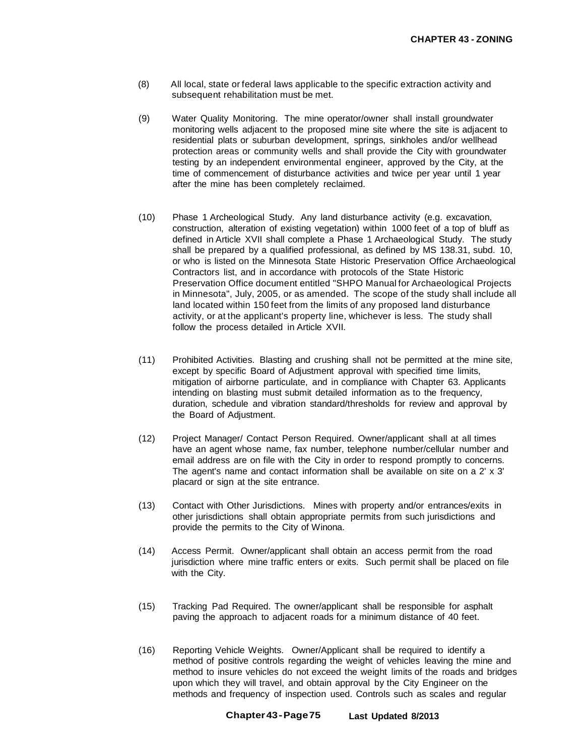(8) All local, state or federal laws applicable to the specific extraction activity and subsequent rehabilitation must be met.

(9) Water Quality Monitoring. The mine operator/owner shall install groundwater monitoring wells adjacent to the proposed mine site where the site is adjacent to residential plats or suburban development, springs, sinkholes and/or wellhead protection areas or community wells and shall provide the City with groundwater testing by an independent environmental engineer, approved by the City, at the time of commencement of disturbance activities and twice per year until 1 year after the mine has been completely reclaimed.

(10) Phase 1 Archeological Study. Any land disturbance activity (e.g. excavation, construction, alteration of existing vegetation) within 1000 feet of a top of bluff as defined in Article XVII shall complete a Phase 1 Archaeological Study. The study shall be prepared by a qualified professional, as defined by MS 138.31, subd. 10, or who is listed on the Minnesota State Historic Preservation Office Archaeological Contractors list, and in accordance with protocols of the State Historic Preservation Office document entitled "SHPO Manual for Archaeological Projects in Minnesota", July, 2005, or as amended. The scope of the study shall include all land located within 150 feet from the limits of any proposed land disturbance activity, or at the applicant's property line, whichever is less. The study shall follow the process detailed in Article XVII.

(11) Prohibited Activities. Blasting and crushing shall not be permitted at the mine site, except by specific Board of Adjustment approval with specified time limits, mitigation of airborne particulate, and in compliance with Chapter 63. Applicants intending on blasting must submit detailed information as to the frequency, duration, schedule and vibration standard/thresholds for review and approval by the Board of Adjustment.

(12) Project Manager/ Contact Person Required. Owner/applicant shall at all times have an agent whose name, fax number, telephone number/cellular number and email address are on file with the City in order to respond promptly to concerns. The agent's name and contact information shall be available on site on a 2' x 3' placard or sign at the site entrance.

(13) Contact with Other Jurisdictions. Mines with property and/or entrances/exits in other jurisdictions shall obtain appropriate permits from such jurisdictions and provide the permits to the City of Winona.

(14) Access Permit. Owner/applicant shall obtain an access permit from the road jurisdiction where mine traffic enters or exits. Such permit shall be placed on file with the City.

(15) Tracking Pad Required. The owner/applicant shall be responsible for asphalt paving the approach to adjacent roads for a minimum distance of 40 feet.

(16) Reporting Vehicle Weights. Owner/Applicant shall be required to identify a method of positive controls regarding the weight of vehicles leaving the mine and method to insure vehicles do not exceed the weight limits of the roads and bridges upon which they will travel, and obtain approval by the City Engineer on the methods and frequency of inspection used. Controls such as scales and regular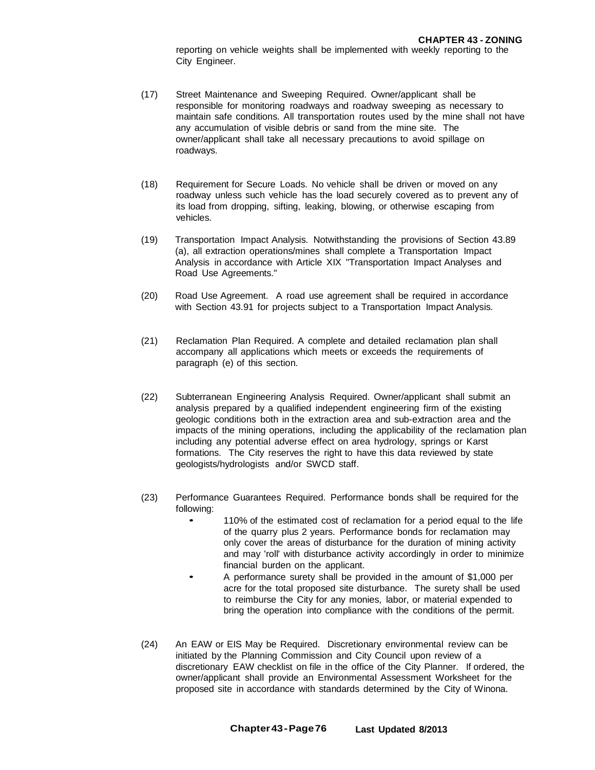reporting on vehicle weights shall be implemented with weekly reporting to the City Engineer.

(17) Street Maintenance and Sweeping Required. Owner/applicant shall be responsible for monitoring roadways and roadway sweeping as necessary to maintain safe conditions. All transportation routes used by the mine shall not have any accumulation of visible debris or sand from the mine site. The owner/applicant shall take all necessary precautions to avoid spillage on roadways.

(18) Requirement for Secure Loads. No vehicle shall be driven or moved on any roadway unless such vehicle has the load securely covered as to prevent any of its load from dropping, sifting, leaking, blowing, or otherwise escaping from vehicles.

(19) Transportation Impact Analysis. Notwithstanding the provisions of Section 43.89 (a), all extraction operations/mines shall complete a Transportation Impact Analysis in accordance with Article XIX "Transportation Impact Analyses and Road Use Agreements."

(20) Road Use Agreement. A road use agreement shall be required in accordance with Section 43.91 for projects subject to a Transportation Impact Analysis.

(21) Reclamation Plan Required. A complete and detailed reclamation plan shall accompany all applications which meets or exceeds the requirements of paragraph (e) of this section.

(22) Subterranean Engineering Analysis Required. Owner/applicant shall submit an analysis prepared by a qualified independent engineering firm of the existing geologic conditions both in the extraction area and sub-extraction area and the impacts of the mining operations, including the applicability of the reclamation plan including any potential adverse effect on area hydrology, springs or Karst formations. The City reserves the right to have this data reviewed by state geologists/hydrologists and/or SWCD staff.

(23) Performance Guarantees Required. Performance bonds shall be required for the following:

- 110% of the estimated cost of reclamation for a period equal to the life of the quarry plus 2 years. Performance bonds for reclamation may only cover the areas of disturbance for the duration of mining activity and may 'roll' with disturbance activity accordingly in order to minimize financial burden on the applicant.
- A performance surety shall be provided in the amount of $1,000 per acre for the total proposed site disturbance. The surety shall be used to reimburse the City for any monies, labor, or material expended to bring the operation into compliance with the conditions of the permit.

(24) An EAW or EIS May be Required. Discretionary environmental review can be initiated by the Planning Commission and City Council upon review of a discretionary EAW checklist on file in the office of the City Planner. If ordered, the owner/applicant shall provide an Environmental Assessment Worksheet for the proposed site in accordance with standards determined by the City of Winona.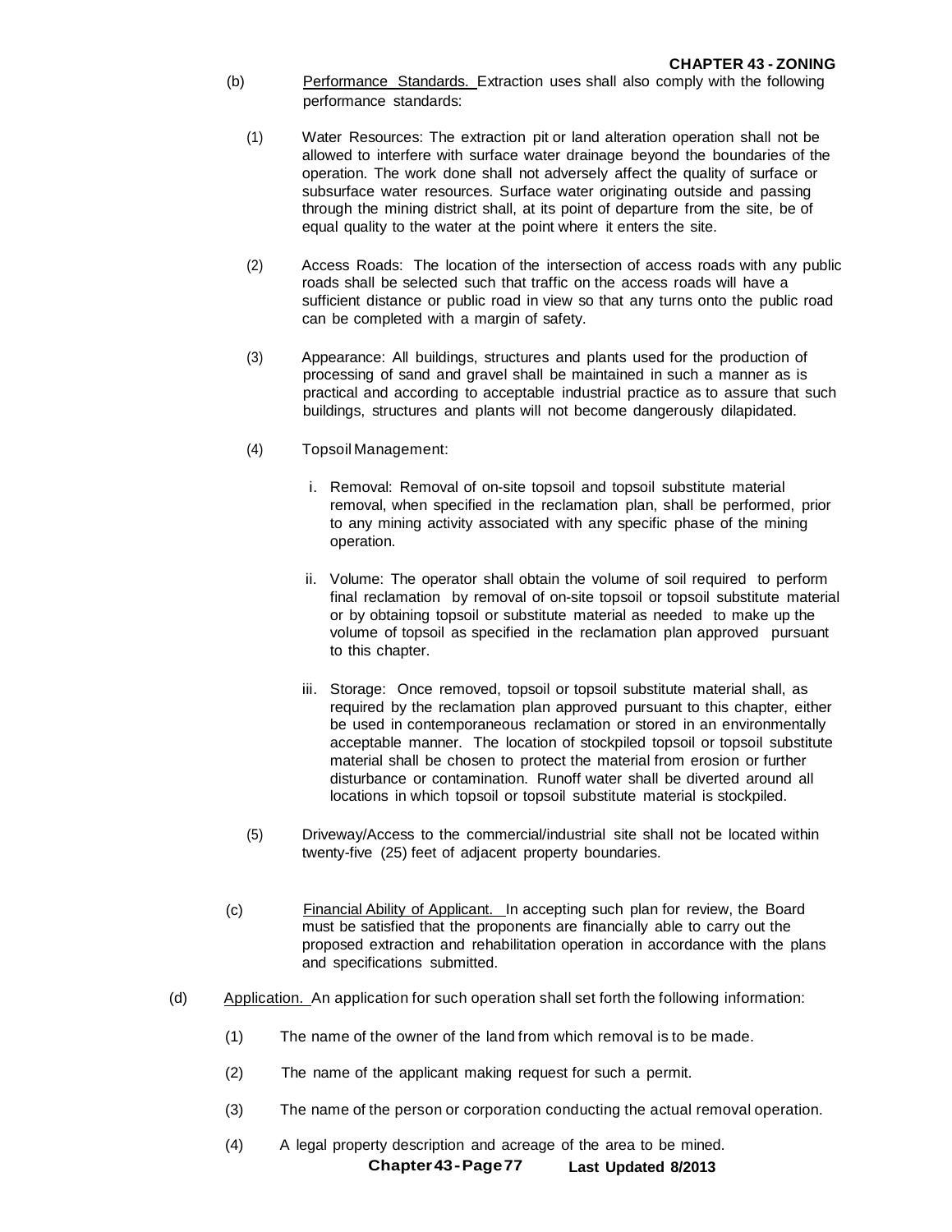(b) Performance Standards. Extraction uses shall also comply with the following performance standards:

(1) Water Resources: The extraction pit or land alteration operation shall not be allowed to interfere with surface water drainage beyond the boundaries of the operation. The work done shall not adversely affect the quality of surface or subsurface water resources. Surface water originating outside and passing through the mining district shall, at its point of departure from the site, be of equal quality to the water at the point where it enters the site.

(2) Access Roads: The location of the intersection of access roads with any public roads shall be selected such that traffic on the access roads will have a sufficient distance or public road in view so that any turns onto the public road can be completed with a margin of safety.

(3) Appearance: All buildings, structures and plants used for the production of processing of sand and gravel shall be maintained in such a manner as is practical and according to acceptable industrial practice as to assure that such buildings, structures and plants will not become dangerously dilapidated.

(4) Topsoil Management:

i. Removal: Removal of on-site topsoil and topsoil substitute material removal, when specified in the reclamation plan, shall be performed, prior to any mining activity associated with any specific phase of the mining operation.

ii. Volume: The operator shall obtain the volume of soil required to perform final reclamation by removal of on-site topsoil or topsoil substitute material or by obtaining topsoil or substitute material as needed to make up the volume of topsoil as specified in the reclamation plan approved pursuant to this chapter.

iii. Storage: Once removed, topsoil or topsoil substitute material shall, as required by the reclamation plan approved pursuant to this chapter, either be used in contemporaneous reclamation or stored in an environmentally acceptable manner. The location of stockpiled topsoil or topsoil substitute material shall be chosen to protect the material from erosion or further disturbance or contamination. Runoff water shall be diverted around all locations in which topsoil or topsoil substitute material is stockpiled.

(5) Driveway/Access to the commercial/industrial site shall not be located within twenty-five (25) feet of adjacent property boundaries.

(c) Financial Ability of Applicant. In accepting such plan for review, the Board must be satisfied that the proponents are financially able to carry out the proposed extraction and rehabilitation operation in accordance with the plans and specifications submitted.

(d) Application. An application for such operation shall set forth the following information:

(1) The name of the owner of the land from which removal is to be made.

(2) The name of the applicant making request for such a permit.

(3) The name of the person or corporation conducting the actual removal operation.

(4) A legal property description and acreage of the area to be mined.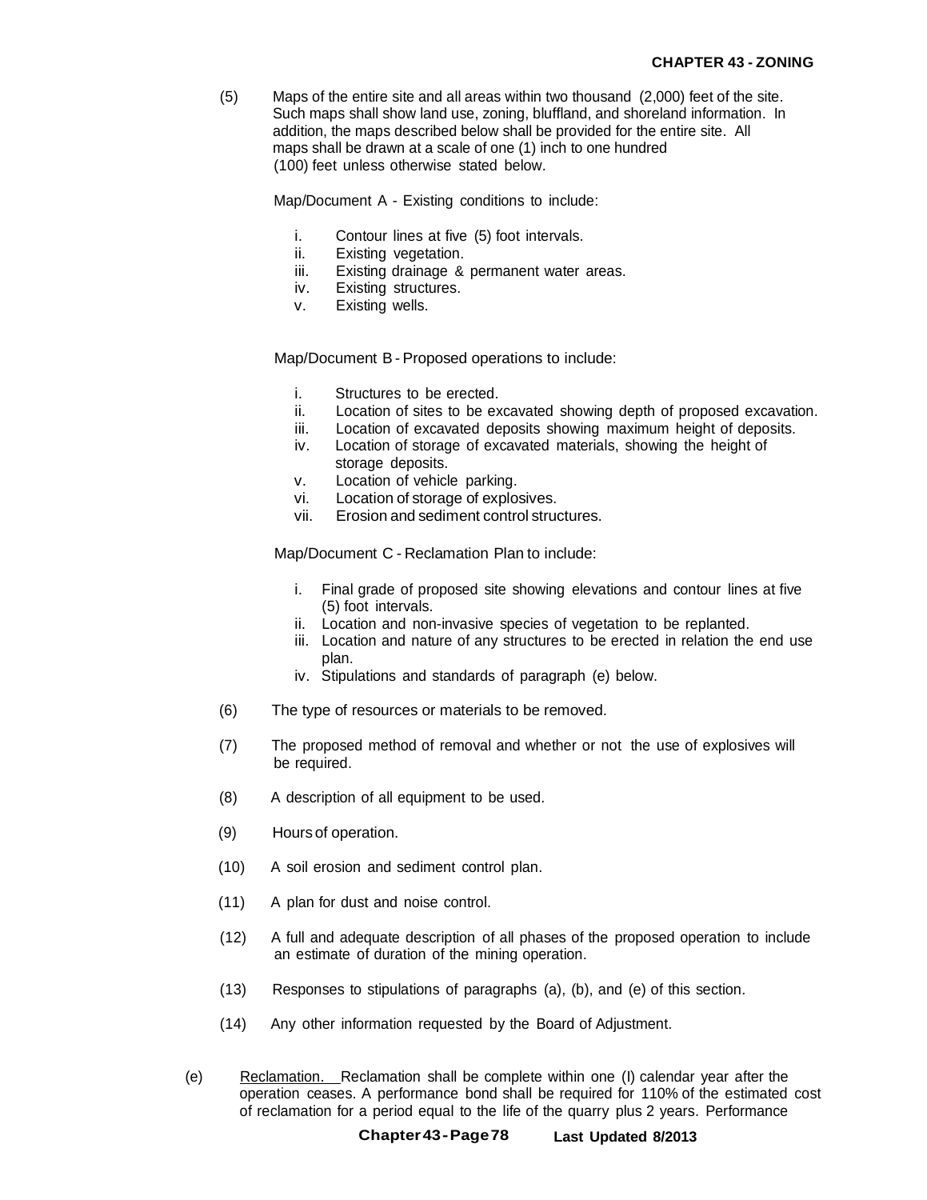(5) Maps of the entire site and all areas within two thousand (2,000) feet of the site. Such maps shall show land use, zoning, bluffland, and shoreland information. In addition, the maps described below shall be provided for the entire site. All maps shall be drawn at a scale of one (1) inch to one hundred (100) feet unless otherwise stated below.

Map/Document A - Existing conditions to include:

i. Contour lines at five (5) foot intervals.
ii. Existing vegetation.
iii. Existing drainage & permanent water areas.
iv. Existing structures.
v. Existing wells.

Map/Document B - Proposed operations to include:

i. Structures to be erected.
ii. Location of sites to be excavated showing depth of proposed excavation.
iii. Location of excavated deposits showing maximum height of deposits.
iv. Location of storage of excavated materials, showing the height of storage deposits.
v. Location of vehicle parking.
vi. Location of storage of explosives.
vii. Erosion and sediment control structures.

Map/Document C - Reclamation Plan to include:

i. Final grade of proposed site showing elevations and contour lines at five (5) foot intervals.
ii. Location and non-invasive species of vegetation to be replanted.
iii. Location and nature of any structures to be erected in relation the end use plan.
iv. Stipulations and standards of paragraph (e) below.

(6) The type of resources or materials to be removed.

(7) The proposed method of removal and whether or not the use of explosives will be required.

(8) A description of all equipment to be used.

(9) Hours of operation.

(10) A soil erosion and sediment control plan.

(11) A plan for dust and noise control.

(12) A full and adequate description of all phases of the proposed operation to include an estimate of duration of the mining operation.

(13) Responses to stipulations of paragraphs (a), (b), and (e) of this section.

(14) Any other information requested by the Board of Adjustment.

(e) <u>Reclamation.</u> Reclamation shall be complete within one (I) calendar year after the operation ceases. A performance bond shall be required for 110% of the estimated cost of reclamation for a period equal to the life of the quarry plus 2 years. Performance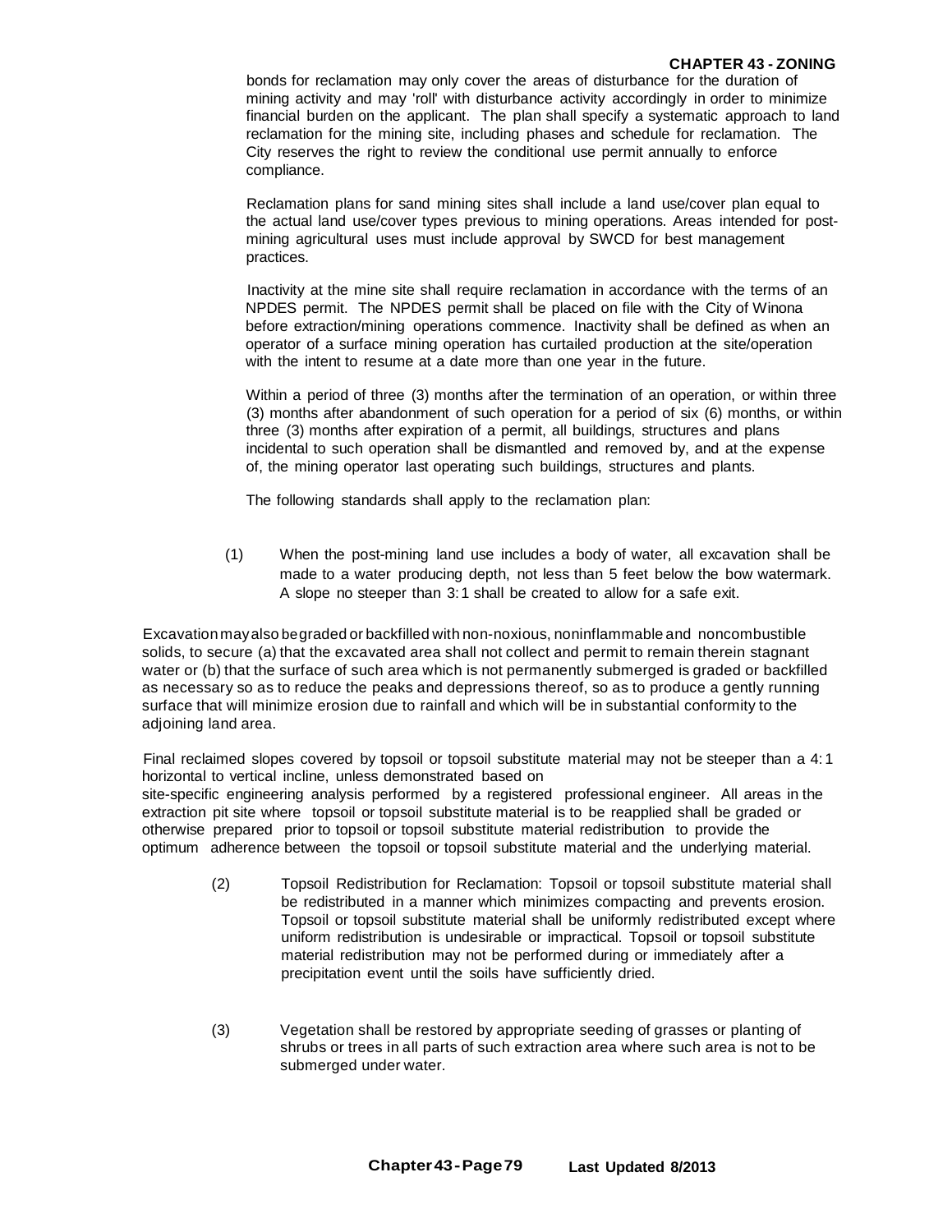bonds for reclamation may only cover the areas of disturbance for the duration of mining activity and may 'roll' with disturbance activity accordingly in order to minimize financial burden on the applicant. The plan shall specify a systematic approach to land reclamation for the mining site, including phases and schedule for reclamation. The City reserves the right to review the conditional use permit annually to enforce compliance.

Reclamation plans for sand mining sites shall include a land use/cover plan equal to the actual land use/cover types previous to mining operations. Areas intended for post-mining agricultural uses must include approval by SWCD for best management practices.

Inactivity at the mine site shall require reclamation in accordance with the terms of an NPDES permit. The NPDES permit shall be placed on file with the City of Winona before extraction/mining operations commence. Inactivity shall be defined as when an operator of a surface mining operation has curtailed production at the site/operation with the intent to resume at a date more than one year in the future.

Within a period of three (3) months after the termination of an operation, or within three (3) months after abandonment of such operation for a period of six (6) months, or within three (3) months after expiration of a permit, all buildings, structures and plans incidental to such operation shall be dismantled and removed by, and at the expense of, the mining operator last operating such buildings, structures and plants.

The following standards shall apply to the reclamation plan:

(1) When the post-mining land use includes a body of water, all excavation shall be made to a water producing depth, not less than 5 feet below the bow watermark. A slope no steeper than 3:1 shall be created to allow for a safe exit.

Excavation may also be graded or backfilled with non-noxious, noninflammable and noncombustible solids, to secure (a) that the excavated area shall not collect and permit to remain therein stagnant water or (b) that the surface of such area which is not permanently submerged is graded or backfilled as necessary so as to reduce the peaks and depressions thereof, so as to produce a gently running surface that will minimize erosion due to rainfall and which will be in substantial conformity to the adjoining land area.

Final reclaimed slopes covered by topsoil or topsoil substitute material may not be steeper than a 4:1 horizontal to vertical incline, unless demonstrated based on site-specific engineering analysis performed by a registered professional engineer. All areas in the extraction pit site where topsoil or topsoil substitute material is to be reapplied shall be graded or otherwise prepared prior to topsoil or topsoil substitute material redistribution to provide the optimum adherence between the topsoil or topsoil substitute material and the underlying material.

(2) Topsoil Redistribution for Reclamation: Topsoil or topsoil substitute material shall be redistributed in a manner which minimizes compacting and prevents erosion. Topsoil or topsoil substitute material shall be uniformly redistributed except where uniform redistribution is undesirable or impractical. Topsoil or topsoil substitute material redistribution may not be performed during or immediately after a precipitation event until the soils have sufficiently dried.

(3) Vegetation shall be restored by appropriate seeding of grasses or planting of shrubs or trees in all parts of such extraction area where such area is not to be submerged under water.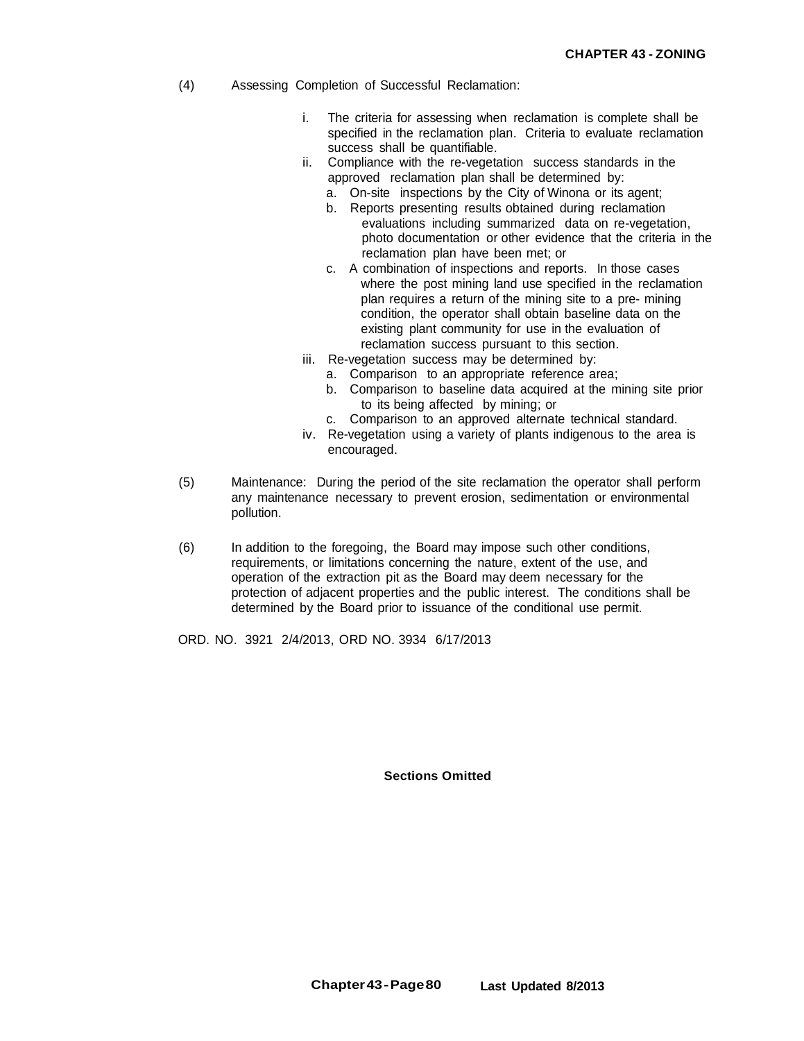(4) Assessing Completion of Successful Reclamation:

i. The criteria for assessing when reclamation is complete shall be specified in the reclamation plan. Criteria to evaluate reclamation success shall be quantifiable.

ii. Compliance with the re-vegetation success standards in the approved reclamation plan shall be determined by:

   a. On-site inspections by the City of Winona or its agent;

   b. Reports presenting results obtained during reclamation evaluations including summarized data on re-vegetation, photo documentation or other evidence that the criteria in the reclamation plan have been met; or

   c. A combination of inspections and reports. In those cases where the post mining land use specified in the reclamation plan requires a return of the mining site to a pre- mining condition, the operator shall obtain baseline data on the existing plant community for use in the evaluation of reclamation success pursuant to this section.

iii. Re-vegetation success may be determined by:

   a. Comparison to an appropriate reference area;

   b. Comparison to baseline data acquired at the mining site prior to its being affected by mining; or

   c. Comparison to an approved alternate technical standard.

iv. Re-vegetation using a variety of plants indigenous to the area is encouraged.

(5) Maintenance: During the period of the site reclamation the operator shall perform any maintenance necessary to prevent erosion, sedimentation or environmental pollution.

(6) In addition to the foregoing, the Board may impose such other conditions, requirements, or limitations concerning the nature, extent of the use, and operation of the extraction pit as the Board may deem necessary for the protection of adjacent properties and the public interest. The conditions shall be determined by the Board prior to issuance of the conditional use permit.

ORD. NO. 3921 2/4/2013, ORD NO. 3934 6/17/2013

**Sections Omitted**